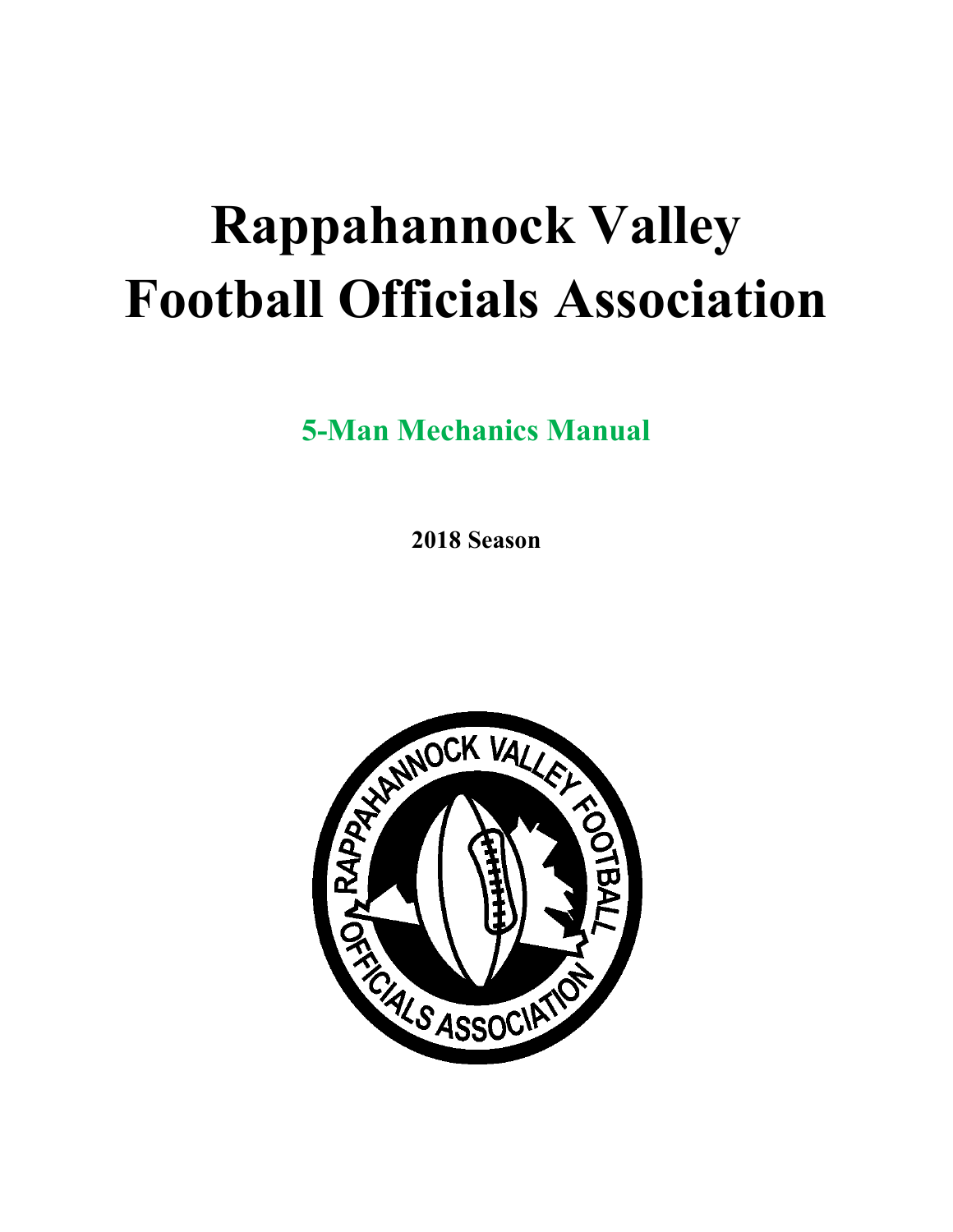# Rappahannock Valley Football Officials Association

## 5-Man Mechanics Manual

**2018 Season**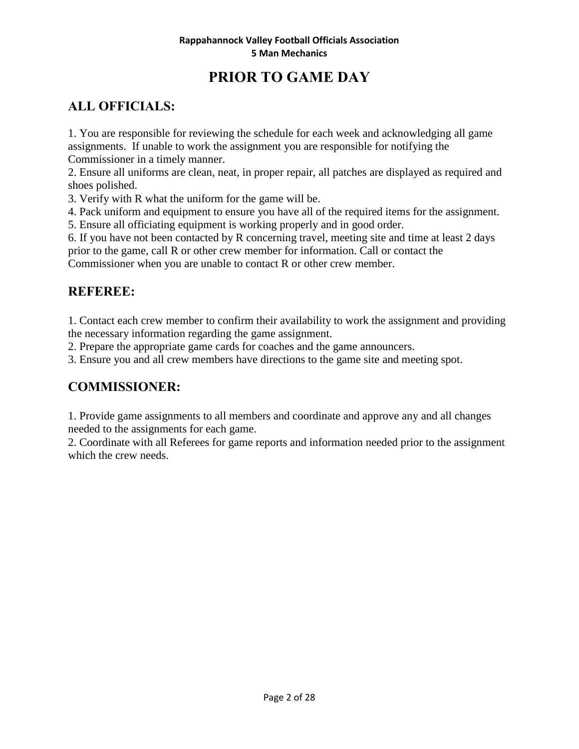# PRIOR TO GAME DAY

## ALL OFFICIALS:

1. You are responsible for reviewing the schedule for each week and acknowledging all game assignments. If unable to work the assignment you are responsible for notifying the Commissioner in a timely manner.
2. Ensure all uniforms are clean, neat, in proper repair, all patches are displayed as required and shoes polished.
3. Verify with R what the uniform for the game will be.
4. Pack uniform and equipment to ensure you have all of the required items for the assignment.
5. Ensure all officiating equipment is working properly and in good order.
6. If you have not been contacted by R concerning travel, meeting site and time at least 2 days prior to the game, call R or other crew member for information. Call or contact the Commissioner when you are unable to contact R or other crew member.

## REFEREE:

1. Contact each crew member to confirm their availability to work the assignment and providing the necessary information regarding the game assignment.
2. Prepare the appropriate game cards for coaches and the game announcers.
3. Ensure you and all crew members have directions to the game site and meeting spot.

## COMMISSIONER:

1. Provide game assignments to all members and coordinate and approve any and all changes needed to the assignments for each game.
2. Coordinate with all Referees for game reports and information needed prior to the assignment which the crew needs.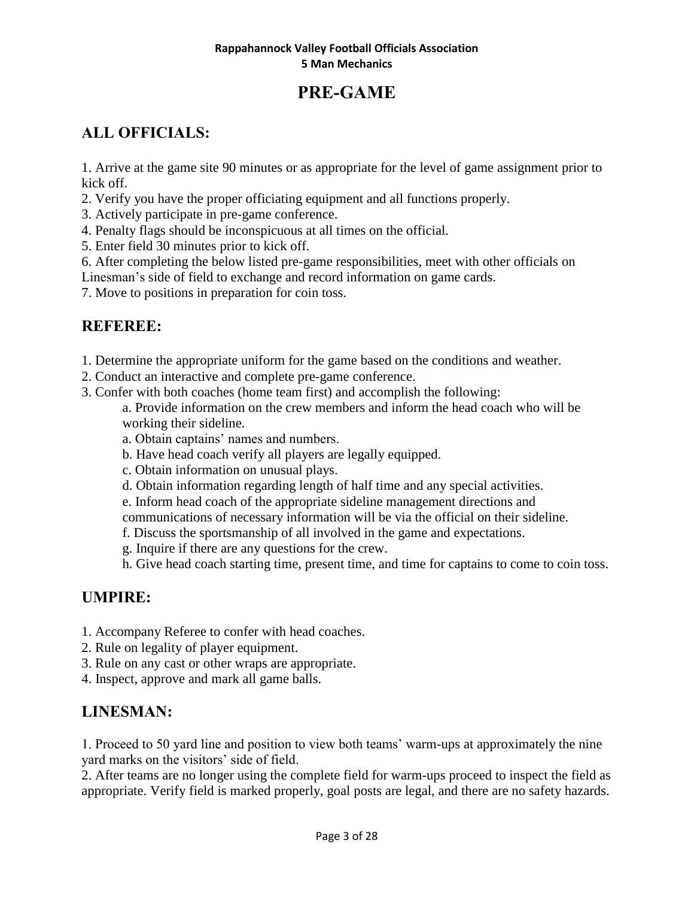# PRE-GAME

## ALL OFFICIALS:

1. Arrive at the game site 90 minutes or as appropriate for the level of game assignment prior to kick off.
2. Verify you have the proper officiating equipment and all functions properly.
3. Actively participate in pre-game conference.
4. Penalty flags should be inconspicuous at all times on the official.
5. Enter field 30 minutes prior to kick off.
6. After completing the below listed pre-game responsibilities, meet with other officials on Linesman's side of field to exchange and record information on game cards.
7. Move to positions in preparation for coin toss.

## REFEREE:

1. Determine the appropriate uniform for the game based on the conditions and weather.
2. Conduct an interactive and complete pre-game conference.
3. Confer with both coaches (home team first) and accomplish the following:
   - a. Provide information on the crew members and inform the head coach who will be working their sideline.
   - a. Obtain captains' names and numbers.
   - b. Have head coach verify all players are legally equipped.
   - c. Obtain information on unusual plays.
   - d. Obtain information regarding length of half time and any special activities.
   - e. Inform head coach of the appropriate sideline management directions and communications of necessary information will be via the official on their sideline.
   - f. Discuss the sportsmanship of all involved in the game and expectations.
   - g. Inquire if there are any questions for the crew.
   - h. Give head coach starting time, present time, and time for captains to come to coin toss.

## UMPIRE:

1. Accompany Referee to confer with head coaches.
2. Rule on legality of player equipment.
3. Rule on any cast or other wraps are appropriate.
4. Inspect, approve and mark all game balls.

## LINESMAN:

1. Proceed to 50 yard line and position to view both teams' warm-ups at approximately the nine yard marks on the visitors' side of field.
2. After teams are no longer using the complete field for warm-ups proceed to inspect the field as appropriate. Verify field is marked properly, goal posts are legal, and there are no safety hazards.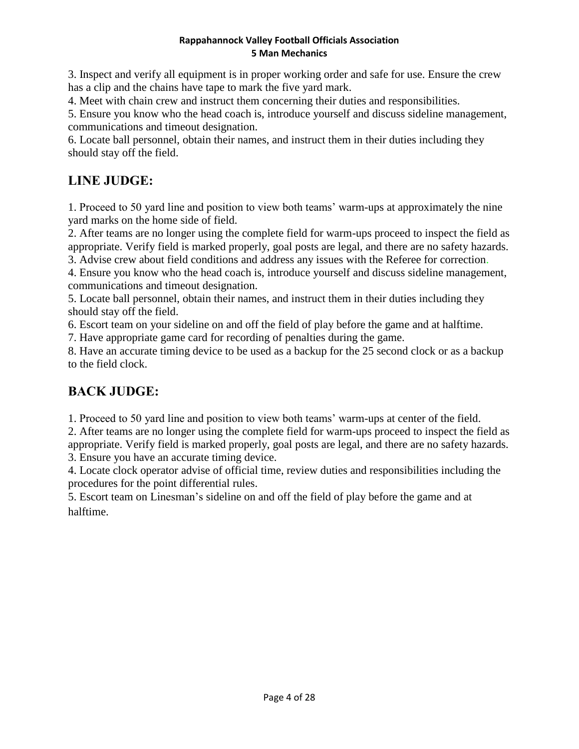3. Inspect and verify all equipment is in proper working order and safe for use. Ensure the crew has a clip and the chains have tape to mark the five yard mark.

4. Meet with chain crew and instruct them concerning their duties and responsibilities.

5. Ensure you know who the head coach is, introduce yourself and discuss sideline management, communications and timeout designation.

6. Locate ball personnel, obtain their names, and instruct them in their duties including they should stay off the field.

## LINE JUDGE:

1. Proceed to 50 yard line and position to view both teams' warm-ups at approximately the nine yard marks on the home side of field.
2. After teams are no longer using the complete field for warm-ups proceed to inspect the field as appropriate. Verify field is marked properly, goal posts are legal, and there are no safety hazards.
3. Advise crew about field conditions and address any issues with the Referee for correction.
4. Ensure you know who the head coach is, introduce yourself and discuss sideline management, communications and timeout designation.
5. Locate ball personnel, obtain their names, and instruct them in their duties including they should stay off the field.
6. Escort team on your sideline on and off the field of play before the game and at halftime.
7. Have appropriate game card for recording of penalties during the game.
8. Have an accurate timing device to be used as a backup for the 25 second clock or as a backup to the field clock.

## BACK JUDGE:

1. Proceed to 50 yard line and position to view both teams' warm-ups at center of the field.
2. After teams are no longer using the complete field for warm-ups proceed to inspect the field as appropriate. Verify field is marked properly, goal posts are legal, and there are no safety hazards.
3. Ensure you have an accurate timing device.
4. Locate clock operator advise of official time, review duties and responsibilities including the procedures for the point differential rules.
5. Escort team on Linesman's sideline on and off the field of play before the game and at halftime.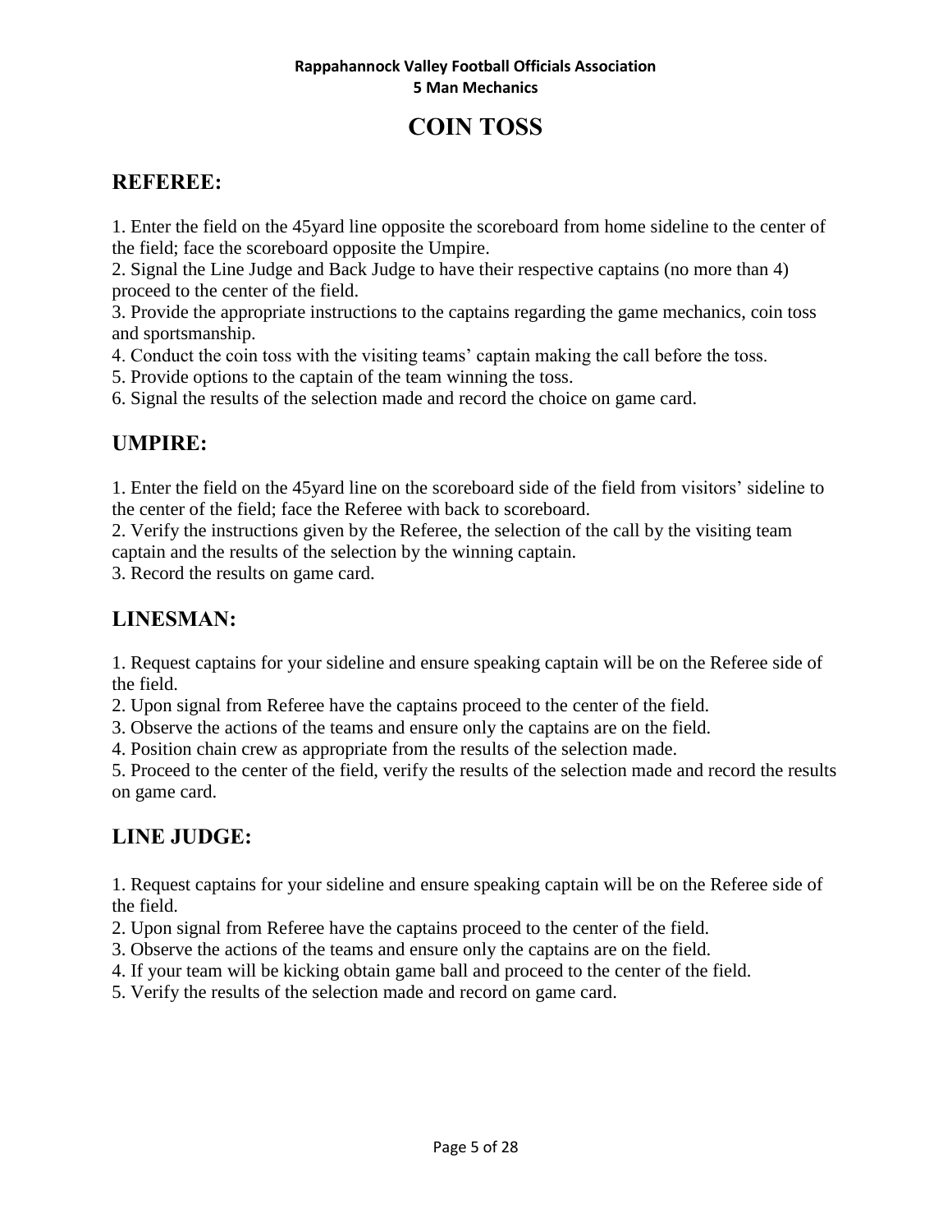# COIN TOSS

## REFEREE:

1. Enter the field on the 45yard line opposite the scoreboard from home sideline to the center of the field; face the scoreboard opposite the Umpire.
2. Signal the Line Judge and Back Judge to have their respective captains (no more than 4) proceed to the center of the field.
3. Provide the appropriate instructions to the captains regarding the game mechanics, coin toss and sportsmanship.
4. Conduct the coin toss with the visiting teams' captain making the call before the toss.
5. Provide options to the captain of the team winning the toss.
6. Signal the results of the selection made and record the choice on game card.

## UMPIRE:

1. Enter the field on the 45yard line on the scoreboard side of the field from visitors' sideline to the center of the field; face the Referee with back to scoreboard.
2. Verify the instructions given by the Referee, the selection of the call by the visiting team captain and the results of the selection by the winning captain.
3. Record the results on game card.

## LINESMAN:

1. Request captains for your sideline and ensure speaking captain will be on the Referee side of the field.
2. Upon signal from Referee have the captains proceed to the center of the field.
3. Observe the actions of the teams and ensure only the captains are on the field.
4. Position chain crew as appropriate from the results of the selection made.
5. Proceed to the center of the field, verify the results of the selection made and record the results on game card.

## LINE JUDGE:

1. Request captains for your sideline and ensure speaking captain will be on the Referee side of the field.
2. Upon signal from Referee have the captains proceed to the center of the field.
3. Observe the actions of the teams and ensure only the captains are on the field.
4. If your team will be kicking obtain game ball and proceed to the center of the field.
5. Verify the results of the selection made and record on game card.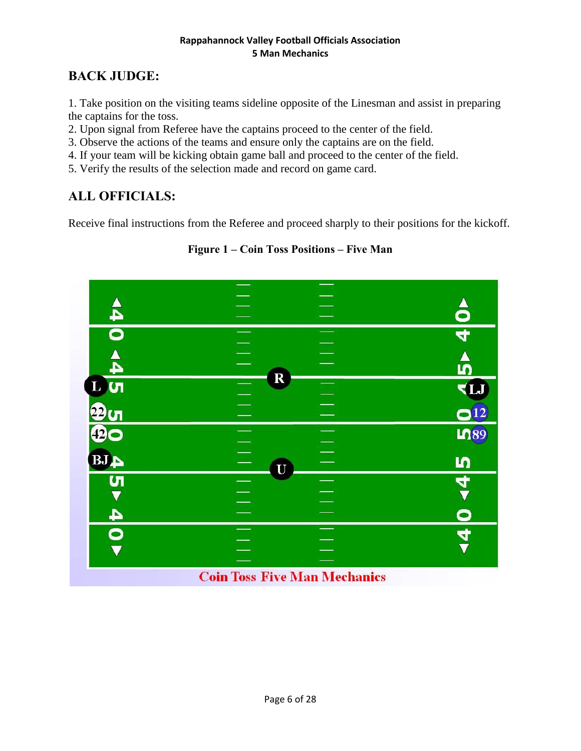## BACK JUDGE:

1. Take position on the visiting teams sideline opposite of the Linesman and assist in preparing the captains for the toss.
2. Upon signal from Referee have the captains proceed to the center of the field.
3. Observe the actions of the teams and ensure only the captains are on the field.
4. If your team will be kicking obtain game ball and proceed to the center of the field.
5. Verify the results of the selection made and record on game card.

## ALL OFFICIALS:

Receive final instructions from the Referee and proceed sharply to their positions for the kickoff.

**Figure 1 – Coin Toss Positions – Five Man**

Coin Toss Five Man Mechanics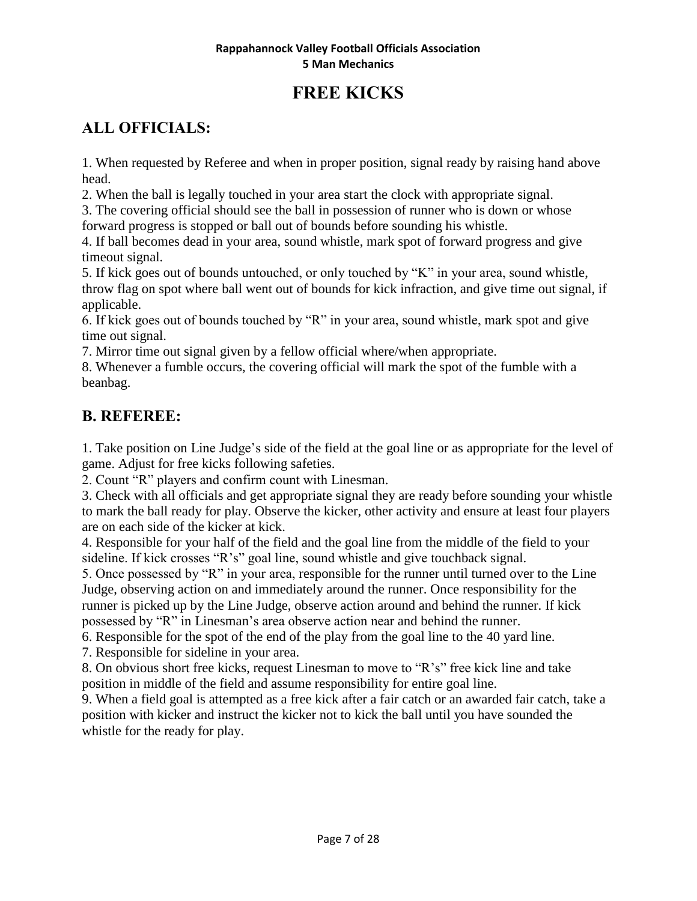# FREE KICKS

## ALL OFFICIALS:

1. When requested by Referee and when in proper position, signal ready by raising hand above head.
2. When the ball is legally touched in your area start the clock with appropriate signal.
3. The covering official should see the ball in possession of runner who is down or whose forward progress is stopped or ball out of bounds before sounding his whistle.
4. If ball becomes dead in your area, sound whistle, mark spot of forward progress and give timeout signal.
5. If kick goes out of bounds untouched, or only touched by "K" in your area, sound whistle, throw flag on spot where ball went out of bounds for kick infraction, and give time out signal, if applicable.
6. If kick goes out of bounds touched by "R" in your area, sound whistle, mark spot and give time out signal.
7. Mirror time out signal given by a fellow official where/when appropriate.
8. Whenever a fumble occurs, the covering official will mark the spot of the fumble with a beanbag.

## B. REFEREE:

1. Take position on Line Judge's side of the field at the goal line or as appropriate for the level of game. Adjust for free kicks following safeties.
2. Count "R" players and confirm count with Linesman.
3. Check with all officials and get appropriate signal they are ready before sounding your whistle to mark the ball ready for play. Observe the kicker, other activity and ensure at least four players are on each side of the kicker at kick.
4. Responsible for your half of the field and the goal line from the middle of the field to your sideline. If kick crosses "R's" goal line, sound whistle and give touchback signal.
5. Once possessed by "R" in your area, responsible for the runner until turned over to the Line Judge, observing action on and immediately around the runner. Once responsibility for the runner is picked up by the Line Judge, observe action around and behind the runner. If kick possessed by "R" in Linesman's area observe action near and behind the runner.
6. Responsible for the spot of the end of the play from the goal line to the 40 yard line.
7. Responsible for sideline in your area.
8. On obvious short free kicks, request Linesman to move to "R's" free kick line and take position in middle of the field and assume responsibility for entire goal line.
9. When a field goal is attempted as a free kick after a fair catch or an awarded fair catch, take a position with kicker and instruct the kicker not to kick the ball until you have sounded the whistle for the ready for play.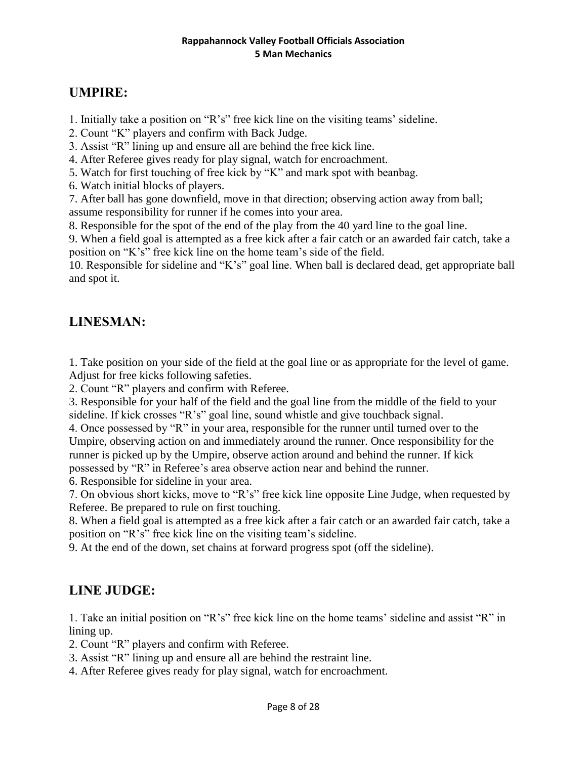## UMPIRE:

1. Initially take a position on "R's" free kick line on the visiting teams' sideline.
2. Count "K" players and confirm with Back Judge.
3. Assist "R" lining up and ensure all are behind the free kick line.
4. After Referee gives ready for play signal, watch for encroachment.
5. Watch for first touching of free kick by "K" and mark spot with beanbag.
6. Watch initial blocks of players.
7. After ball has gone downfield, move in that direction; observing action away from ball; assume responsibility for runner if he comes into your area.
8. Responsible for the spot of the end of the play from the 40 yard line to the goal line.
9. When a field goal is attempted as a free kick after a fair catch or an awarded fair catch, take a position on "K's" free kick line on the home team's side of the field.
10. Responsible for sideline and "K's" goal line. When ball is declared dead, get appropriate ball and spot it.

## LINESMAN:

1. Take position on your side of the field at the goal line or as appropriate for the level of game. Adjust for free kicks following safeties.
2. Count "R" players and confirm with Referee.
3. Responsible for your half of the field and the goal line from the middle of the field to your sideline. If kick crosses "R's" goal line, sound whistle and give touchback signal.
4. Once possessed by "R" in your area, responsible for the runner until turned over to the Umpire, observing action on and immediately around the runner. Once responsibility for the runner is picked up by the Umpire, observe action around and behind the runner. If kick possessed by "R" in Referee's area observe action near and behind the runner.
6. Responsible for sideline in your area.
7. On obvious short kicks, move to "R's" free kick line opposite Line Judge, when requested by Referee. Be prepared to rule on first touching.
8. When a field goal is attempted as a free kick after a fair catch or an awarded fair catch, take a position on "R's" free kick line on the visiting team's sideline.
9. At the end of the down, set chains at forward progress spot (off the sideline).

## LINE JUDGE:

1. Take an initial position on "R's" free kick line on the home teams' sideline and assist "R" in lining up.
2. Count "R" players and confirm with Referee.
3. Assist "R" lining up and ensure all are behind the restraint line.
4. After Referee gives ready for play signal, watch for encroachment.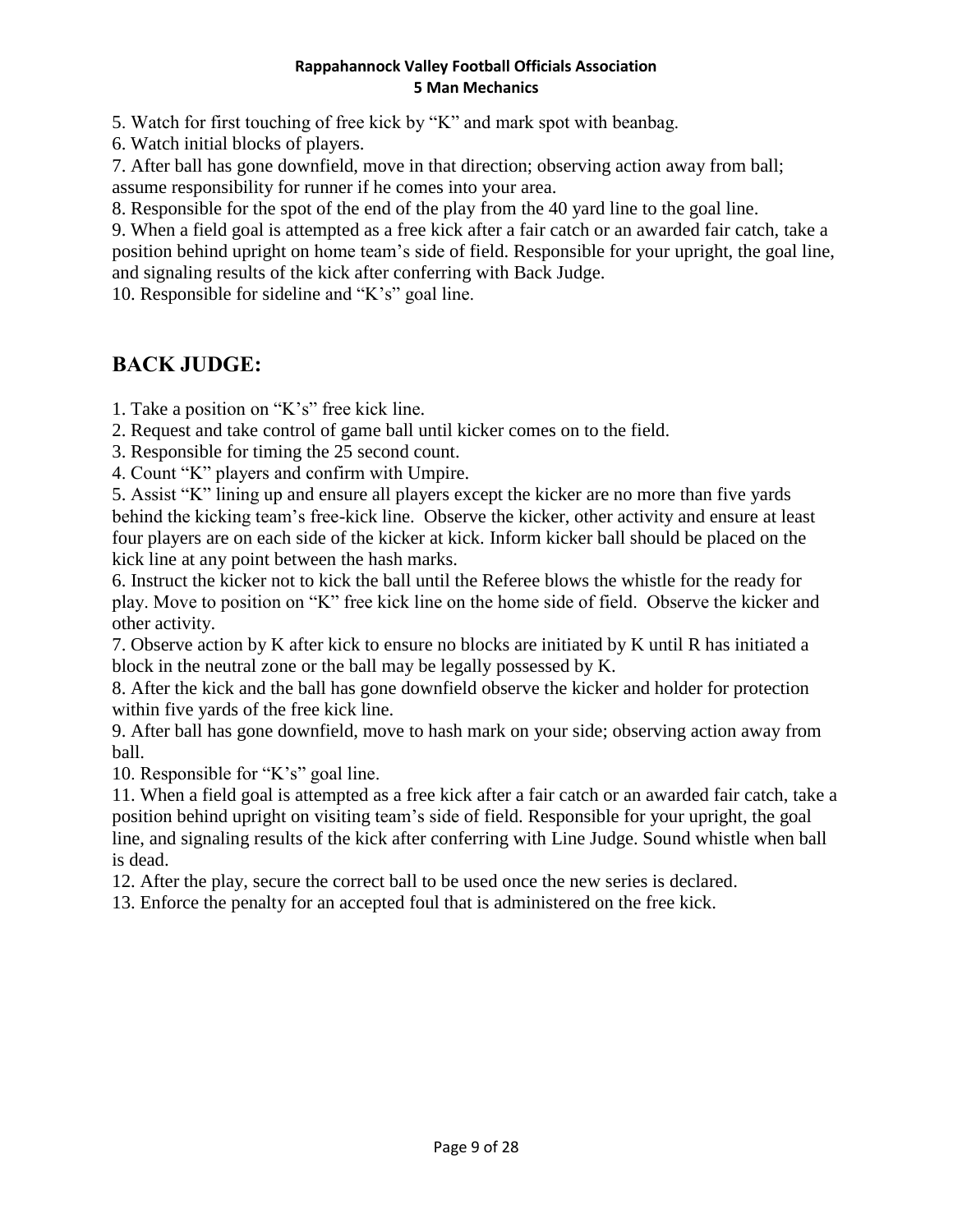5. Watch for first touching of free kick by “K” and mark spot with beanbag.
6. Watch initial blocks of players.
7. After ball has gone downfield, move in that direction; observing action away from ball; assume responsibility for runner if he comes into your area.
8. Responsible for the spot of the end of the play from the 40 yard line to the goal line.
9. When a field goal is attempted as a free kick after a fair catch or an awarded fair catch, take a position behind upright on home team’s side of field. Responsible for your upright, the goal line, and signaling results of the kick after conferring with Back Judge.
10. Responsible for sideline and “K’s” goal line.

## BACK JUDGE:

1. Take a position on “K’s” free kick line.
2. Request and take control of game ball until kicker comes on to the field.
3. Responsible for timing the 25 second count.
4. Count “K” players and confirm with Umpire.
5. Assist “K” lining up and ensure all players except the kicker are no more than five yards behind the kicking team’s free-kick line. Observe the kicker, other activity and ensure at least four players are on each side of the kicker at kick. Inform kicker ball should be placed on the kick line at any point between the hash marks.
6. Instruct the kicker not to kick the ball until the Referee blows the whistle for the ready for play. Move to position on “K” free kick line on the home side of field. Observe the kicker and other activity.
7. Observe action by K after kick to ensure no blocks are initiated by K until R has initiated a block in the neutral zone or the ball may be legally possessed by K.
8. After the kick and the ball has gone downfield observe the kicker and holder for protection within five yards of the free kick line.
9. After ball has gone downfield, move to hash mark on your side; observing action away from ball.
10. Responsible for “K’s” goal line.
11. When a field goal is attempted as a free kick after a fair catch or an awarded fair catch, take a position behind upright on visiting team’s side of field. Responsible for your upright, the goal line, and signaling results of the kick after conferring with Line Judge. Sound whistle when ball is dead.
12. After the play, secure the correct ball to be used once the new series is declared.
13. Enforce the penalty for an accepted foul that is administered on the free kick.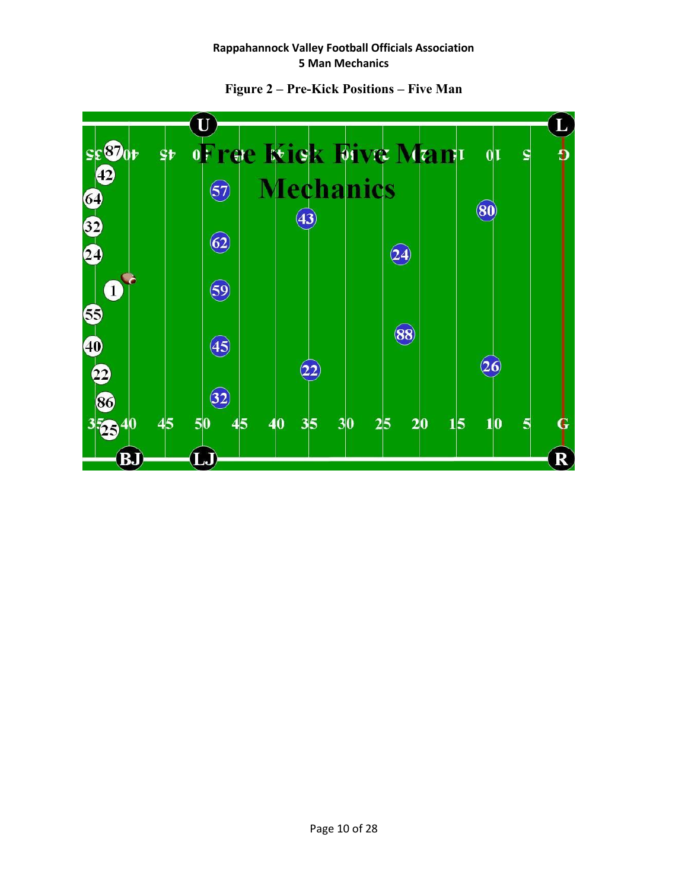**Figure 2 – Pre-Kick Positions – Five Man**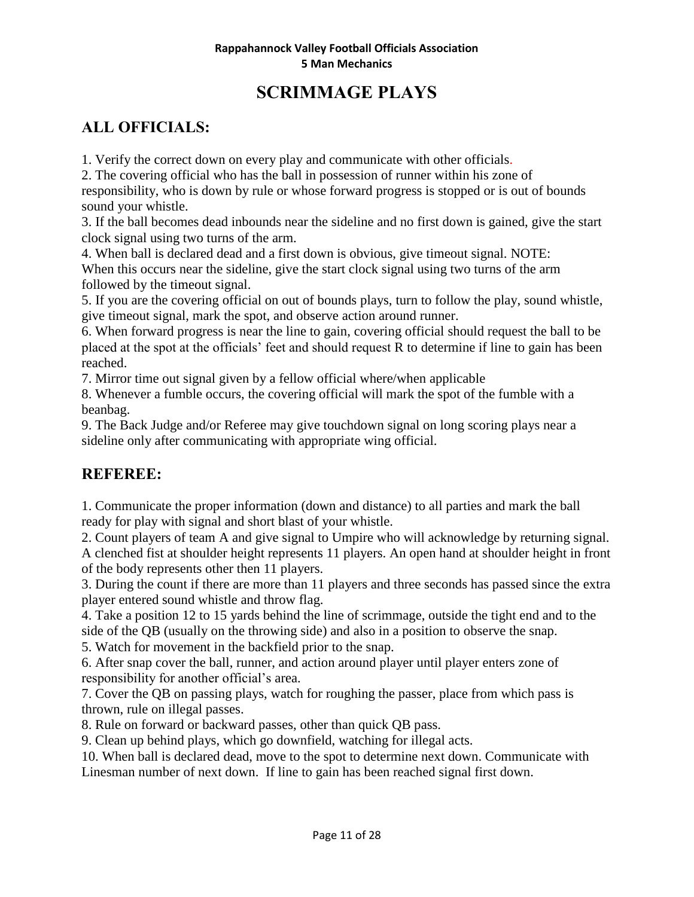# SCRIMMAGE PLAYS

## ALL OFFICIALS:

1. Verify the correct down on every play and communicate with other officials.
2. The covering official who has the ball in possession of runner within his zone of responsibility, who is down by rule or whose forward progress is stopped or is out of bounds sound your whistle.
3. If the ball becomes dead inbounds near the sideline and no first down is gained, give the start clock signal using two turns of the arm.
4. When ball is declared dead and a first down is obvious, give timeout signal. NOTE: When this occurs near the sideline, give the start clock signal using two turns of the arm followed by the timeout signal.
5. If you are the covering official on out of bounds plays, turn to follow the play, sound whistle, give timeout signal, mark the spot, and observe action around runner.
6. When forward progress is near the line to gain, covering official should request the ball to be placed at the spot at the officials' feet and should request R to determine if line to gain has been reached.
7. Mirror time out signal given by a fellow official where/when applicable
8. Whenever a fumble occurs, the covering official will mark the spot of the fumble with a beanbag.
9. The Back Judge and/or Referee may give touchdown signal on long scoring plays near a sideline only after communicating with appropriate wing official.

## REFEREE:

1. Communicate the proper information (down and distance) to all parties and mark the ball ready for play with signal and short blast of your whistle.
2. Count players of team A and give signal to Umpire who will acknowledge by returning signal. A clenched fist at shoulder height represents 11 players. An open hand at shoulder height in front of the body represents other then 11 players.
3. During the count if there are more than 11 players and three seconds has passed since the extra player entered sound whistle and throw flag.
4. Take a position 12 to 15 yards behind the line of scrimmage, outside the tight end and to the side of the QB (usually on the throwing side) and also in a position to observe the snap.
5. Watch for movement in the backfield prior to the snap.
6. After snap cover the ball, runner, and action around player until player enters zone of responsibility for another official's area.
7. Cover the QB on passing plays, watch for roughing the passer, place from which pass is thrown, rule on illegal passes.
8. Rule on forward or backward passes, other than quick QB pass.
9. Clean up behind plays, which go downfield, watching for illegal acts.
10. When ball is declared dead, move to the spot to determine next down. Communicate with Linesman number of next down. If line to gain has been reached signal first down.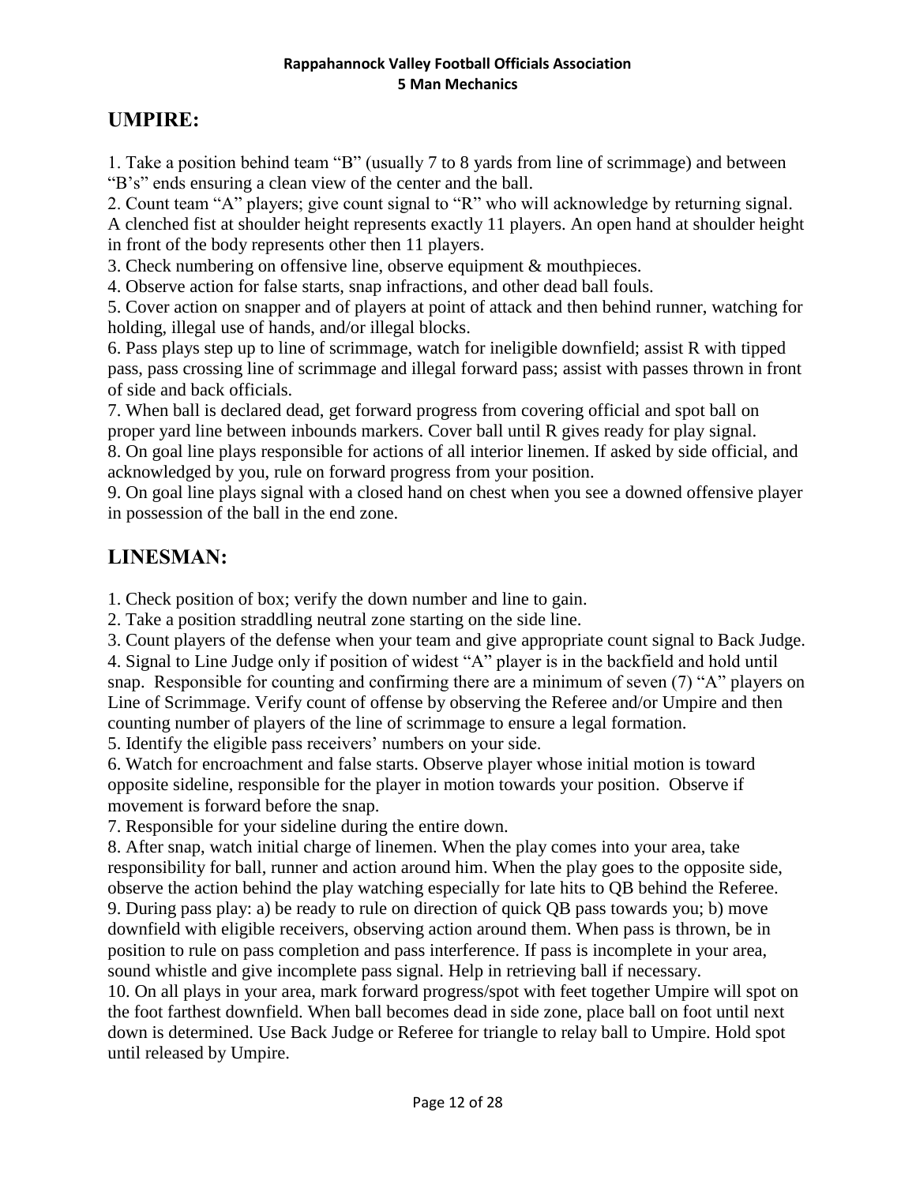## UMPIRE:

1. Take a position behind team "B" (usually 7 to 8 yards from line of scrimmage) and between "B's" ends ensuring a clean view of the center and the ball.
2. Count team "A" players; give count signal to "R" who will acknowledge by returning signal. A clenched fist at shoulder height represents exactly 11 players. An open hand at shoulder height in front of the body represents other then 11 players.
3. Check numbering on offensive line, observe equipment & mouthpieces.
4. Observe action for false starts, snap infractions, and other dead ball fouls.
5. Cover action on snapper and of players at point of attack and then behind runner, watching for holding, illegal use of hands, and/or illegal blocks.
6. Pass plays step up to line of scrimmage, watch for ineligible downfield; assist R with tipped pass, pass crossing line of scrimmage and illegal forward pass; assist with passes thrown in front of side and back officials.
7. When ball is declared dead, get forward progress from covering official and spot ball on proper yard line between inbounds markers. Cover ball until R gives ready for play signal.
8. On goal line plays responsible for actions of all interior linemen. If asked by side official, and acknowledged by you, rule on forward progress from your position.
9. On goal line plays signal with a closed hand on chest when you see a downed offensive player in possession of the ball in the end zone.

## LINESMAN:

1. Check position of box; verify the down number and line to gain.
2. Take a position straddling neutral zone starting on the side line.
3. Count players of the defense when your team and give appropriate count signal to Back Judge.
4. Signal to Line Judge only if position of widest "A" player is in the backfield and hold until snap. Responsible for counting and confirming there are a minimum of seven (7) "A" players on Line of Scrimmage. Verify count of offense by observing the Referee and/or Umpire and then counting number of players of the line of scrimmage to ensure a legal formation.
5. Identify the eligible pass receivers' numbers on your side.
6. Watch for encroachment and false starts. Observe player whose initial motion is toward opposite sideline, responsible for the player in motion towards your position. Observe if movement is forward before the snap.
7. Responsible for your sideline during the entire down.
8. After snap, watch initial charge of linemen. When the play comes into your area, take responsibility for ball, runner and action around him. When the play goes to the opposite side, observe the action behind the play watching especially for late hits to QB behind the Referee.
9. During pass play: a) be ready to rule on direction of quick QB pass towards you; b) move downfield with eligible receivers, observing action around them. When pass is thrown, be in position to rule on pass completion and pass interference. If pass is incomplete in your area, sound whistle and give incomplete pass signal. Help in retrieving ball if necessary.
10. On all plays in your area, mark forward progress/spot with feet together Umpire will spot on the foot farthest downfield. When ball becomes dead in side zone, place ball on foot until next down is determined. Use Back Judge or Referee for triangle to relay ball to Umpire. Hold spot until released by Umpire.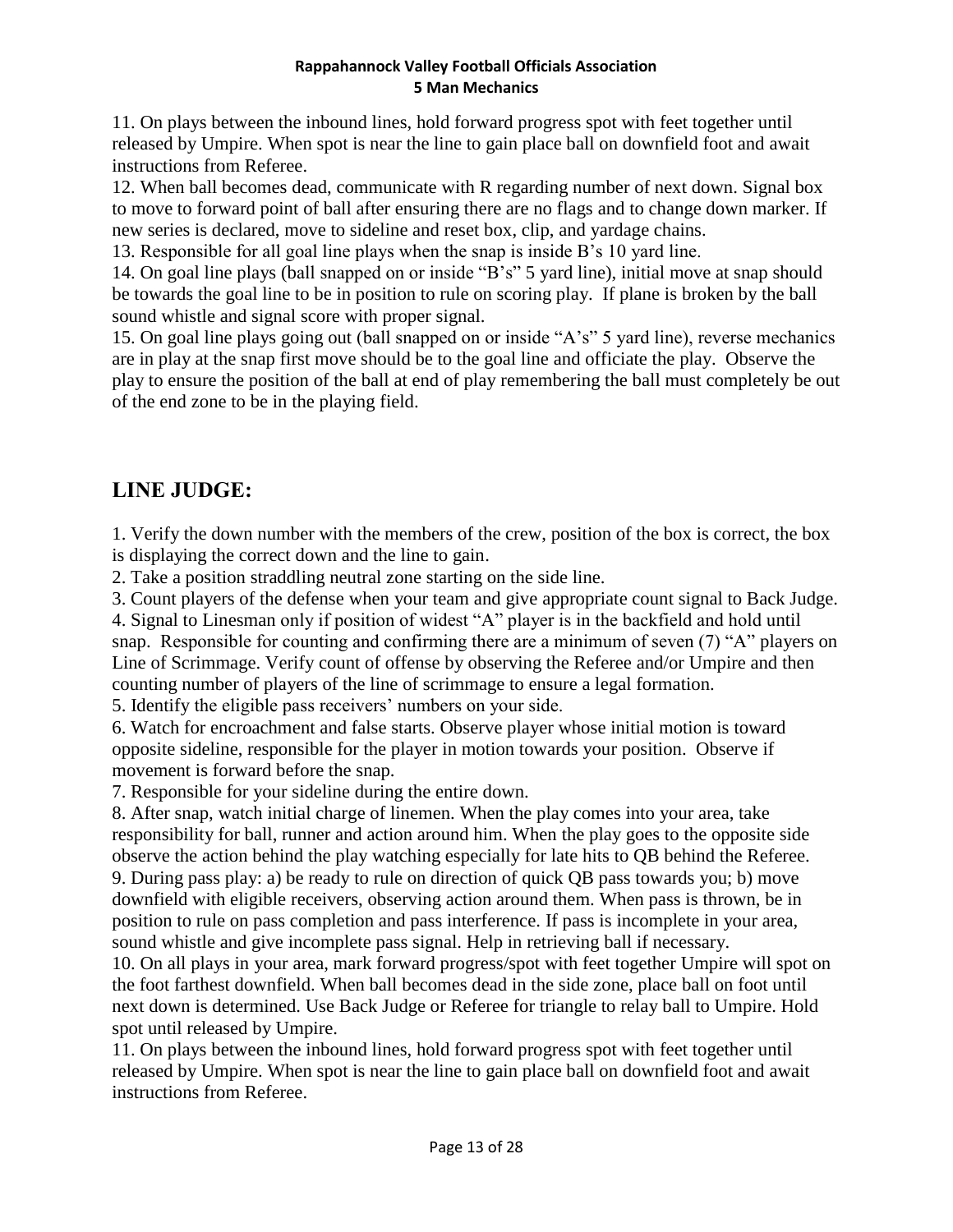11. On plays between the inbound lines, hold forward progress spot with feet together until released by Umpire. When spot is near the line to gain place ball on downfield foot and await instructions from Referee.

12. When ball becomes dead, communicate with R regarding number of next down. Signal box to move to forward point of ball after ensuring there are no flags and to change down marker. If new series is declared, move to sideline and reset box, clip, and yardage chains.

13. Responsible for all goal line plays when the snap is inside B's 10 yard line.

14. On goal line plays (ball snapped on or inside "B's" 5 yard line), initial move at snap should be towards the goal line to be in position to rule on scoring play. If plane is broken by the ball sound whistle and signal score with proper signal.

15. On goal line plays going out (ball snapped on or inside "A's" 5 yard line), reverse mechanics are in play at the snap first move should be to the goal line and officiate the play. Observe the play to ensure the position of the ball at end of play remembering the ball must completely be out of the end zone to be in the playing field.

## LINE JUDGE:

1. Verify the down number with the members of the crew, position of the box is correct, the box is displaying the correct down and the line to gain.
2. Take a position straddling neutral zone starting on the side line.
3. Count players of the defense when your team and give appropriate count signal to Back Judge.
4. Signal to Linesman only if position of widest "A" player is in the backfield and hold until snap. Responsible for counting and confirming there are a minimum of seven (7) "A" players on Line of Scrimmage. Verify count of offense by observing the Referee and/or Umpire and then counting number of players of the line of scrimmage to ensure a legal formation.
5. Identify the eligible pass receivers' numbers on your side.
6. Watch for encroachment and false starts. Observe player whose initial motion is toward opposite sideline, responsible for the player in motion towards your position. Observe if movement is forward before the snap.
7. Responsible for your sideline during the entire down.
8. After snap, watch initial charge of linemen. When the play comes into your area, take responsibility for ball, runner and action around him. When the play goes to the opposite side observe the action behind the play watching especially for late hits to QB behind the Referee.
9. During pass play: a) be ready to rule on direction of quick QB pass towards you; b) move downfield with eligible receivers, observing action around them. When pass is thrown, be in position to rule on pass completion and pass interference. If pass is incomplete in your area, sound whistle and give incomplete pass signal. Help in retrieving ball if necessary.
10. On all plays in your area, mark forward progress/spot with feet together Umpire will spot on the foot farthest downfield. When ball becomes dead in the side zone, place ball on foot until next down is determined. Use Back Judge or Referee for triangle to relay ball to Umpire. Hold spot until released by Umpire.
11. On plays between the inbound lines, hold forward progress spot with feet together until released by Umpire. When spot is near the line to gain place ball on downfield foot and await instructions from Referee.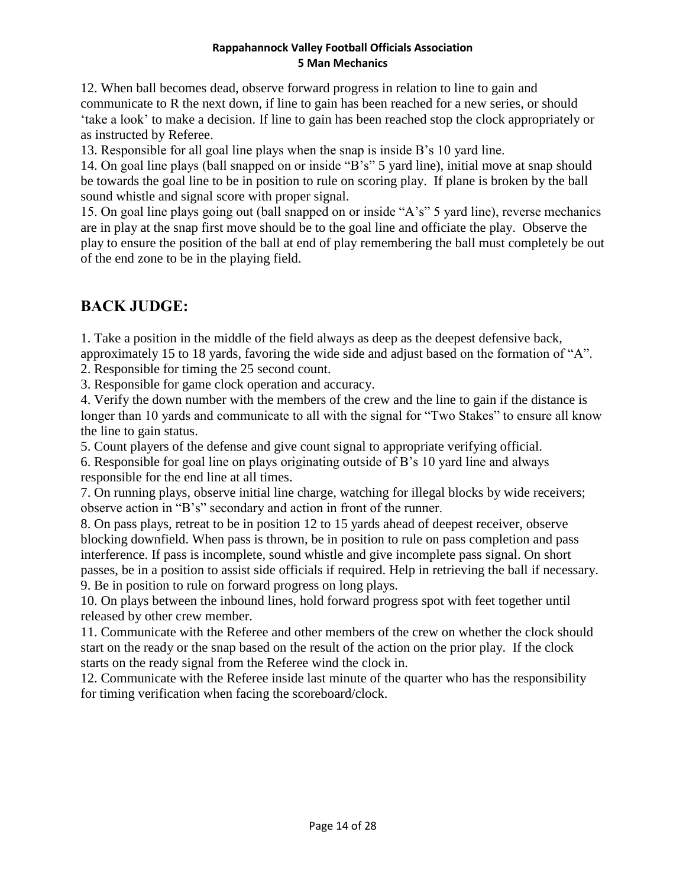12. When ball becomes dead, observe forward progress in relation to line to gain and communicate to R the next down, if line to gain has been reached for a new series, or should 'take a look' to make a decision. If line to gain has been reached stop the clock appropriately or as instructed by Referee.

13. Responsible for all goal line plays when the snap is inside B's 10 yard line.

14. On goal line plays (ball snapped on or inside "B's" 5 yard line), initial move at snap should be towards the goal line to be in position to rule on scoring play. If plane is broken by the ball sound whistle and signal score with proper signal.

15. On goal line plays going out (ball snapped on or inside "A's" 5 yard line), reverse mechanics are in play at the snap first move should be to the goal line and officiate the play. Observe the play to ensure the position of the ball at end of play remembering the ball must completely be out of the end zone to be in the playing field.

## BACK JUDGE:

1. Take a position in the middle of the field always as deep as the deepest defensive back, approximately 15 to 18 yards, favoring the wide side and adjust based on the formation of "A".
2. Responsible for timing the 25 second count.
3. Responsible for game clock operation and accuracy.
4. Verify the down number with the members of the crew and the line to gain if the distance is longer than 10 yards and communicate to all with the signal for "Two Stakes" to ensure all know the line to gain status.
5. Count players of the defense and give count signal to appropriate verifying official.
6. Responsible for goal line on plays originating outside of B's 10 yard line and always responsible for the end line at all times.
7. On running plays, observe initial line charge, watching for illegal blocks by wide receivers; observe action in "B's" secondary and action in front of the runner.
8. On pass plays, retreat to be in position 12 to 15 yards ahead of deepest receiver, observe blocking downfield. When pass is thrown, be in position to rule on pass completion and pass interference. If pass is incomplete, sound whistle and give incomplete pass signal. On short passes, be in a position to assist side officials if required. Help in retrieving the ball if necessary.
9. Be in position to rule on forward progress on long plays.
10. On plays between the inbound lines, hold forward progress spot with feet together until released by other crew member.
11. Communicate with the Referee and other members of the crew on whether the clock should start on the ready or the snap based on the result of the action on the prior play. If the clock starts on the ready signal from the Referee wind the clock in.
12. Communicate with the Referee inside last minute of the quarter who has the responsibility for timing verification when facing the scoreboard/clock.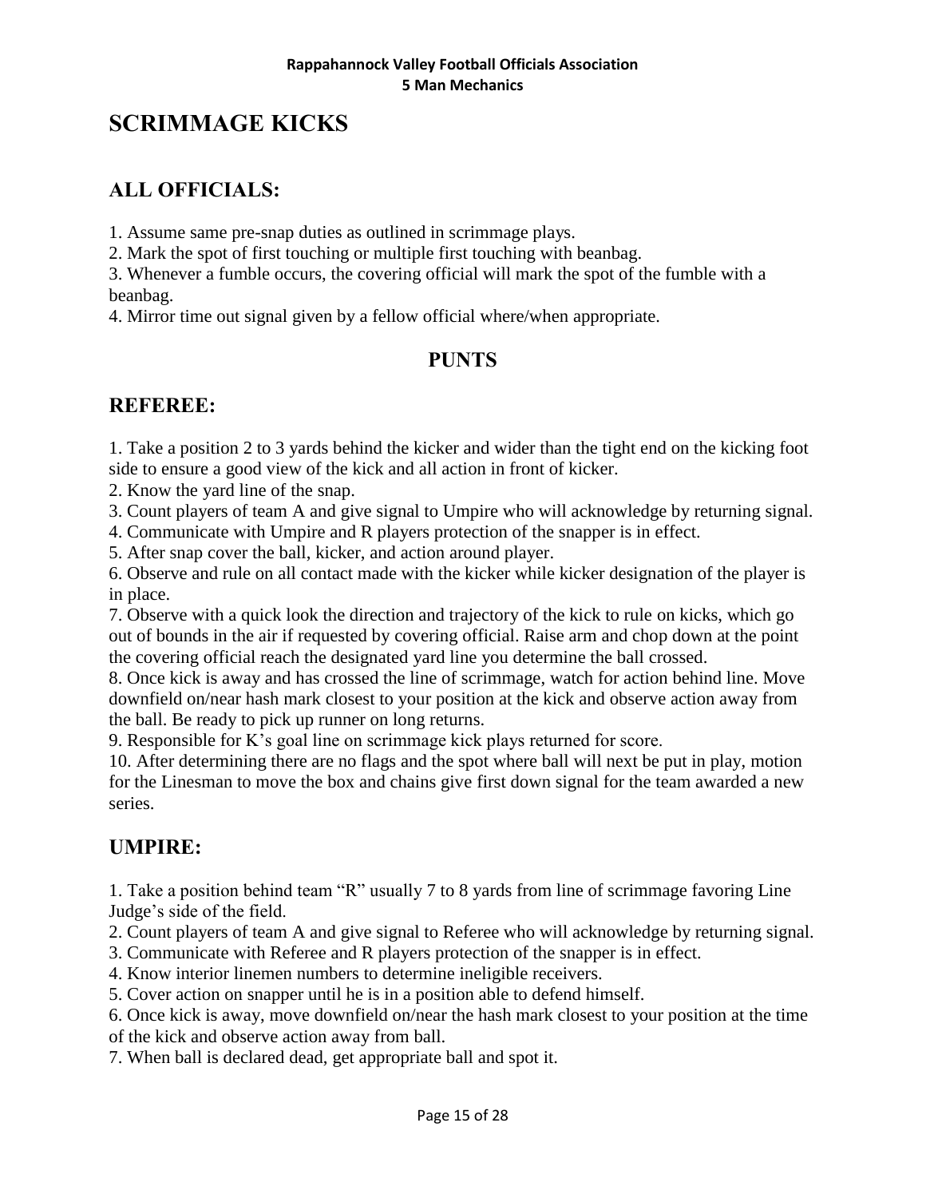# SCRIMMAGE KICKS

## ALL OFFICIALS:

1. Assume same pre-snap duties as outlined in scrimmage plays.
2. Mark the spot of first touching or multiple first touching with beanbag.
3. Whenever a fumble occurs, the covering official will mark the spot of the fumble with a beanbag.
4. Mirror time out signal given by a fellow official where/when appropriate.

## PUNTS

## REFEREE:

1. Take a position 2 to 3 yards behind the kicker and wider than the tight end on the kicking foot side to ensure a good view of the kick and all action in front of kicker.
2. Know the yard line of the snap.
3. Count players of team A and give signal to Umpire who will acknowledge by returning signal.
4. Communicate with Umpire and R players protection of the snapper is in effect.
5. After snap cover the ball, kicker, and action around player.
6. Observe and rule on all contact made with the kicker while kicker designation of the player is in place.
7. Observe with a quick look the direction and trajectory of the kick to rule on kicks, which go out of bounds in the air if requested by covering official. Raise arm and chop down at the point the covering official reach the designated yard line you determine the ball crossed.
8. Once kick is away and has crossed the line of scrimmage, watch for action behind line. Move downfield on/near hash mark closest to your position at the kick and observe action away from the ball. Be ready to pick up runner on long returns.
9. Responsible for K's goal line on scrimmage kick plays returned for score.
10. After determining there are no flags and the spot where ball will next be put in play, motion for the Linesman to move the box and chains give first down signal for the team awarded a new series.

## UMPIRE:

1. Take a position behind team "R" usually 7 to 8 yards from line of scrimmage favoring Line Judge's side of the field.
2. Count players of team A and give signal to Referee who will acknowledge by returning signal.
3. Communicate with Referee and R players protection of the snapper is in effect.
4. Know interior linemen numbers to determine ineligible receivers.
5. Cover action on snapper until he is in a position able to defend himself.
6. Once kick is away, move downfield on/near the hash mark closest to your position at the time of the kick and observe action away from ball.
7. When ball is declared dead, get appropriate ball and spot it.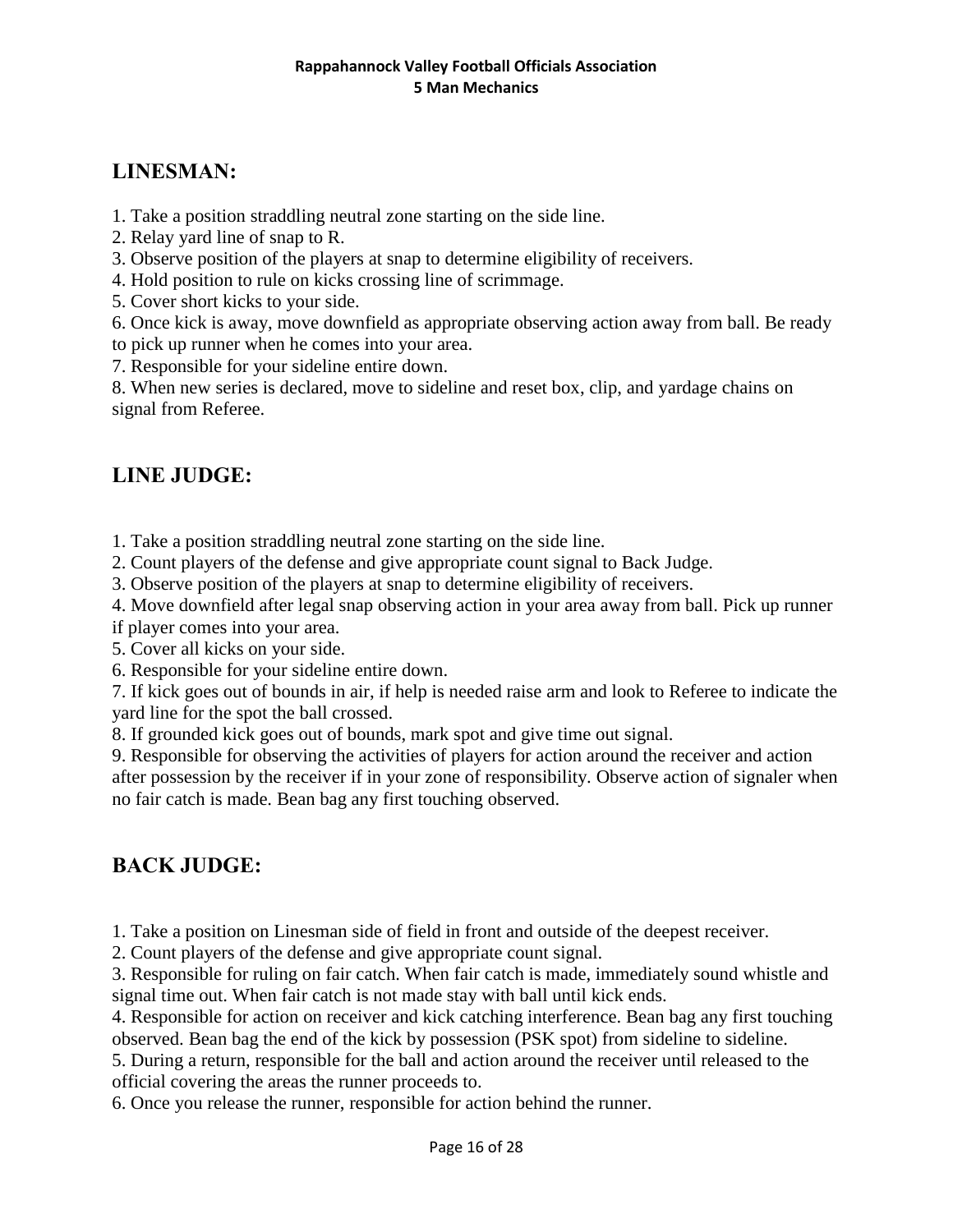## LINESMAN:

1. Take a position straddling neutral zone starting on the side line.
2. Relay yard line of snap to R.
3. Observe position of the players at snap to determine eligibility of receivers.
4. Hold position to rule on kicks crossing line of scrimmage.
5. Cover short kicks to your side.
6. Once kick is away, move downfield as appropriate observing action away from ball. Be ready to pick up runner when he comes into your area.
7. Responsible for your sideline entire down.
8. When new series is declared, move to sideline and reset box, clip, and yardage chains on signal from Referee.

## LINE JUDGE:

1. Take a position straddling neutral zone starting on the side line.
2. Count players of the defense and give appropriate count signal to Back Judge.
3. Observe position of the players at snap to determine eligibility of receivers.
4. Move downfield after legal snap observing action in your area away from ball. Pick up runner if player comes into your area.
5. Cover all kicks on your side.
6. Responsible for your sideline entire down.
7. If kick goes out of bounds in air, if help is needed raise arm and look to Referee to indicate the yard line for the spot the ball crossed.
8. If grounded kick goes out of bounds, mark spot and give time out signal.
9. Responsible for observing the activities of players for action around the receiver and action after possession by the receiver if in your zone of responsibility. Observe action of signaler when no fair catch is made. Bean bag any first touching observed.

## BACK JUDGE:

1. Take a position on Linesman side of field in front and outside of the deepest receiver.
2. Count players of the defense and give appropriate count signal.
3. Responsible for ruling on fair catch. When fair catch is made, immediately sound whistle and signal time out. When fair catch is not made stay with ball until kick ends.
4. Responsible for action on receiver and kick catching interference. Bean bag any first touching observed. Bean bag the end of the kick by possession (PSK spot) from sideline to sideline.
5. During a return, responsible for the ball and action around the receiver until released to the official covering the areas the runner proceeds to.
6. Once you release the runner, responsible for action behind the runner.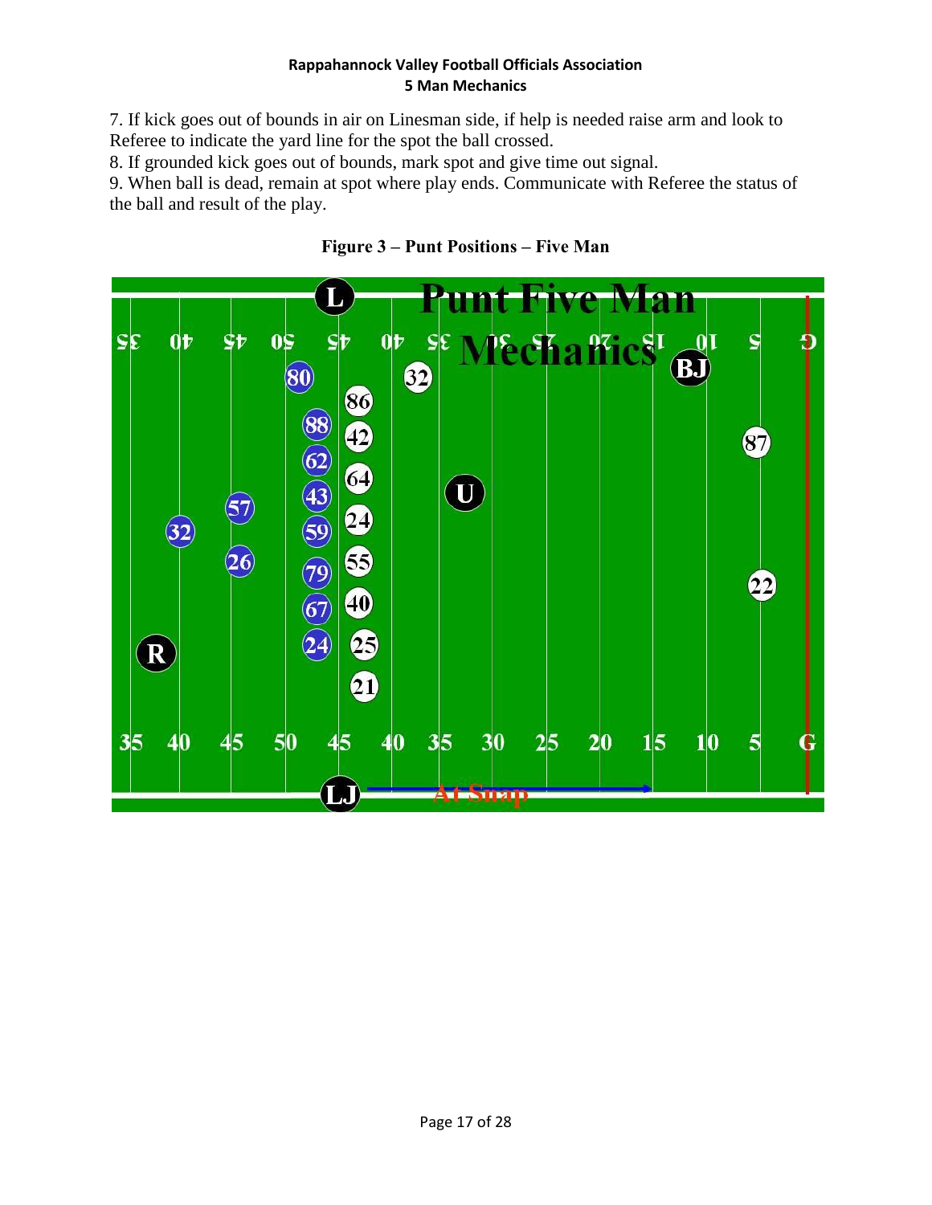7. If kick goes out of bounds in air on Linesman side, if help is needed raise arm and look to Referee to indicate the yard line for the spot the ball crossed.
8. If grounded kick goes out of bounds, mark spot and give time out signal.
9. When ball is dead, remain at spot where play ends. Communicate with Referee the status of the ball and result of the play.

**Figure 3 – Punt Positions – Five Man**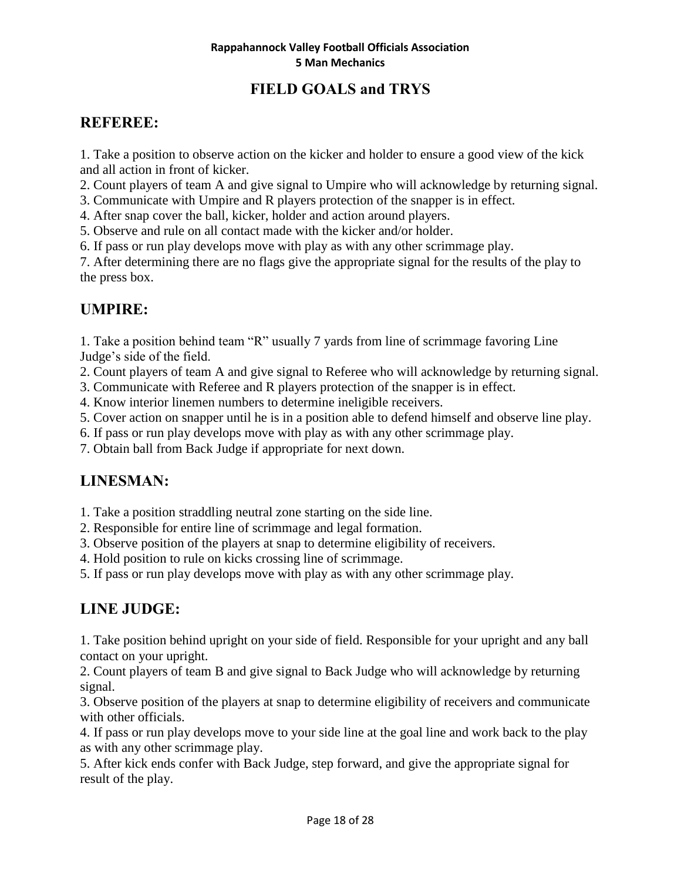# FIELD GOALS and TRYS

## REFEREE:

1. Take a position to observe action on the kicker and holder to ensure a good view of the kick and all action in front of kicker.
2. Count players of team A and give signal to Umpire who will acknowledge by returning signal.
3. Communicate with Umpire and R players protection of the snapper is in effect.
4. After snap cover the ball, kicker, holder and action around players.
5. Observe and rule on all contact made with the kicker and/or holder.
6. If pass or run play develops move with play as with any other scrimmage play.
7. After determining there are no flags give the appropriate signal for the results of the play to the press box.

## UMPIRE:

1. Take a position behind team "R" usually 7 yards from line of scrimmage favoring Line Judge's side of the field.
2. Count players of team A and give signal to Referee who will acknowledge by returning signal.
3. Communicate with Referee and R players protection of the snapper is in effect.
4. Know interior linemen numbers to determine ineligible receivers.
5. Cover action on snapper until he is in a position able to defend himself and observe line play.
6. If pass or run play develops move with play as with any other scrimmage play.
7. Obtain ball from Back Judge if appropriate for next down.

## LINESMAN:

1. Take a position straddling neutral zone starting on the side line.
2. Responsible for entire line of scrimmage and legal formation.
3. Observe position of the players at snap to determine eligibility of receivers.
4. Hold position to rule on kicks crossing line of scrimmage.
5. If pass or run play develops move with play as with any other scrimmage play.

## LINE JUDGE:

1. Take position behind upright on your side of field. Responsible for your upright and any ball contact on your upright.
2. Count players of team B and give signal to Back Judge who will acknowledge by returning signal.
3. Observe position of the players at snap to determine eligibility of receivers and communicate with other officials.
4. If pass or run play develops move to your side line at the goal line and work back to the play as with any other scrimmage play.
5. After kick ends confer with Back Judge, step forward, and give the appropriate signal for result of the play.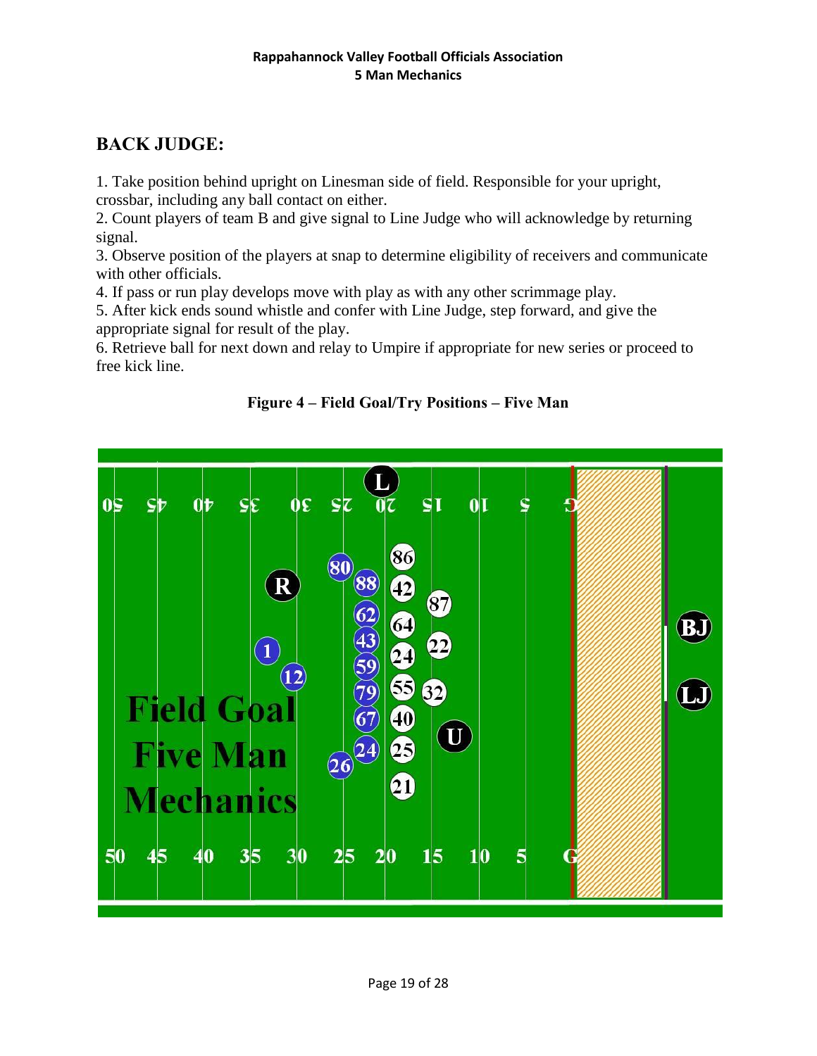## BACK JUDGE:

1. Take position behind upright on Linesman side of field. Responsible for your upright, crossbar, including any ball contact on either.
2. Count players of team B and give signal to Line Judge who will acknowledge by returning signal.
3. Observe position of the players at snap to determine eligibility of receivers and communicate with other officials.
4. If pass or run play develops move with play as with any other scrimmage play.
5. After kick ends sound whistle and confer with Line Judge, step forward, and give the appropriate signal for result of the play.
6. Retrieve ball for next down and relay to Umpire if appropriate for new series or proceed to free kick line.

**Figure 4 – Field Goal/Try Positions – Five Man**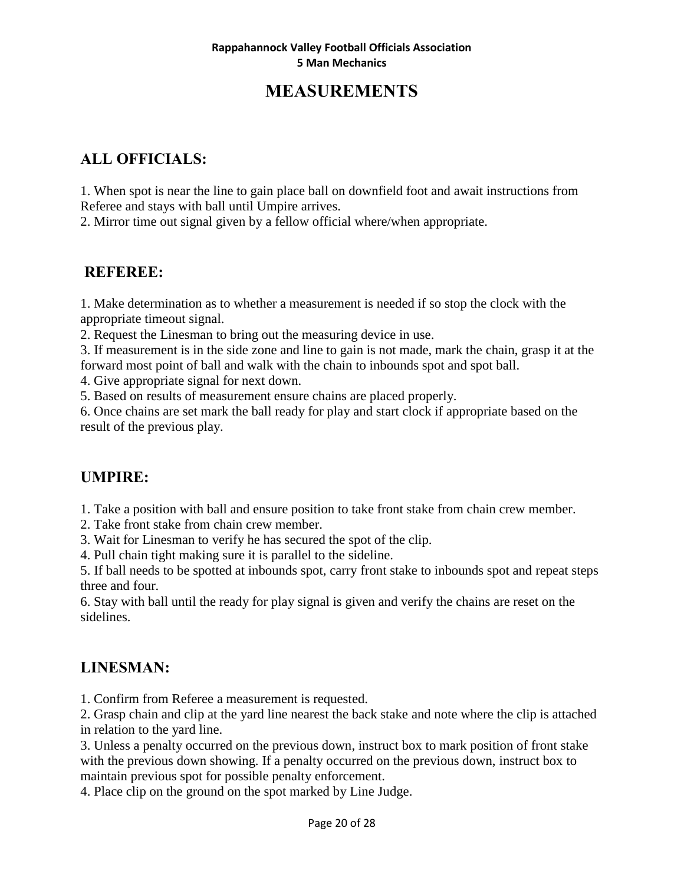# MEASUREMENTS

## ALL OFFICIALS:

1. When spot is near the line to gain place ball on downfield foot and await instructions from Referee and stays with ball until Umpire arrives.
2. Mirror time out signal given by a fellow official where/when appropriate.

## REFEREE:

1. Make determination as to whether a measurement is needed if so stop the clock with the appropriate timeout signal.
2. Request the Linesman to bring out the measuring device in use.
3. If measurement is in the side zone and line to gain is not made, mark the chain, grasp it at the forward most point of ball and walk with the chain to inbounds spot and spot ball.
4. Give appropriate signal for next down.
5. Based on results of measurement ensure chains are placed properly.
6. Once chains are set mark the ball ready for play and start clock if appropriate based on the result of the previous play.

## UMPIRE:

1. Take a position with ball and ensure position to take front stake from chain crew member.
2. Take front stake from chain crew member.
3. Wait for Linesman to verify he has secured the spot of the clip.
4. Pull chain tight making sure it is parallel to the sideline.
5. If ball needs to be spotted at inbounds spot, carry front stake to inbounds spot and repeat steps three and four.
6. Stay with ball until the ready for play signal is given and verify the chains are reset on the sidelines.

## LINESMAN:

1. Confirm from Referee a measurement is requested.
2. Grasp chain and clip at the yard line nearest the back stake and note where the clip is attached in relation to the yard line.
3. Unless a penalty occurred on the previous down, instruct box to mark position of front stake with the previous down showing. If a penalty occurred on the previous down, instruct box to maintain previous spot for possible penalty enforcement.
4. Place clip on the ground on the spot marked by Line Judge.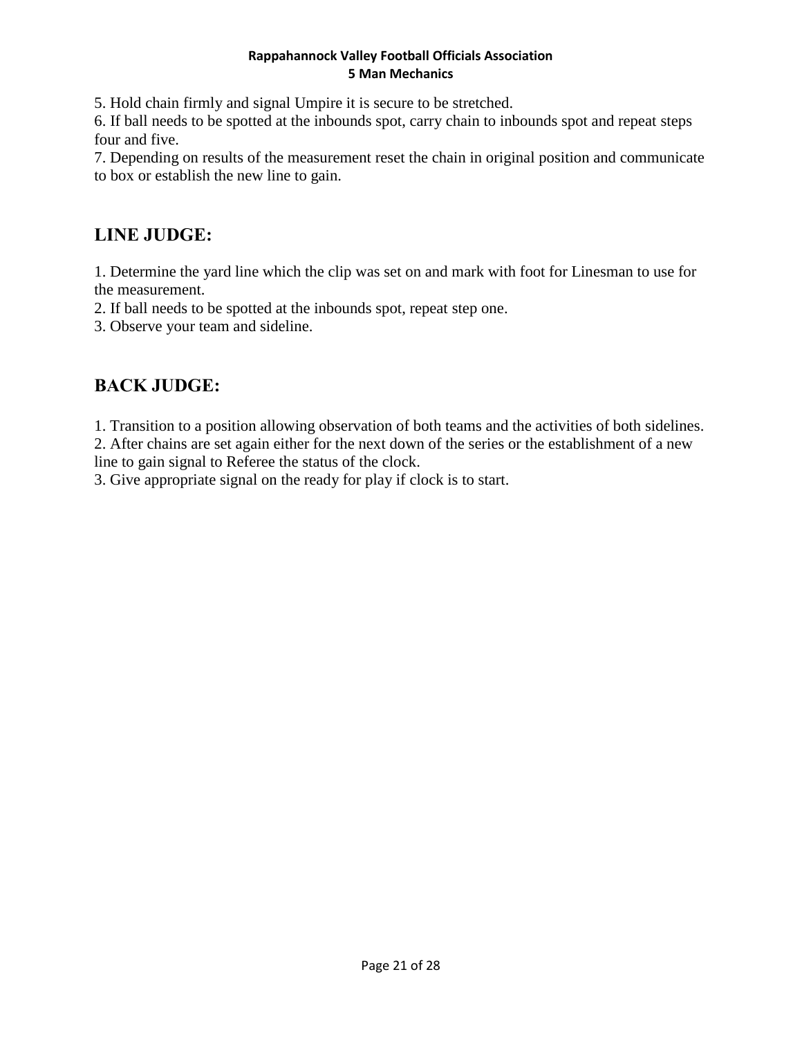5. Hold chain firmly and signal Umpire it is secure to be stretched.
6. If ball needs to be spotted at the inbounds spot, carry chain to inbounds spot and repeat steps four and five.
7. Depending on results of the measurement reset the chain in original position and communicate to box or establish the new line to gain.

## LINE JUDGE:

1. Determine the yard line which the clip was set on and mark with foot for Linesman to use for the measurement.
2. If ball needs to be spotted at the inbounds spot, repeat step one.
3. Observe your team and sideline.

## BACK JUDGE:

1. Transition to a position allowing observation of both teams and the activities of both sidelines.
2. After chains are set again either for the next down of the series or the establishment of a new line to gain signal to Referee the status of the clock.
3. Give appropriate signal on the ready for play if clock is to start.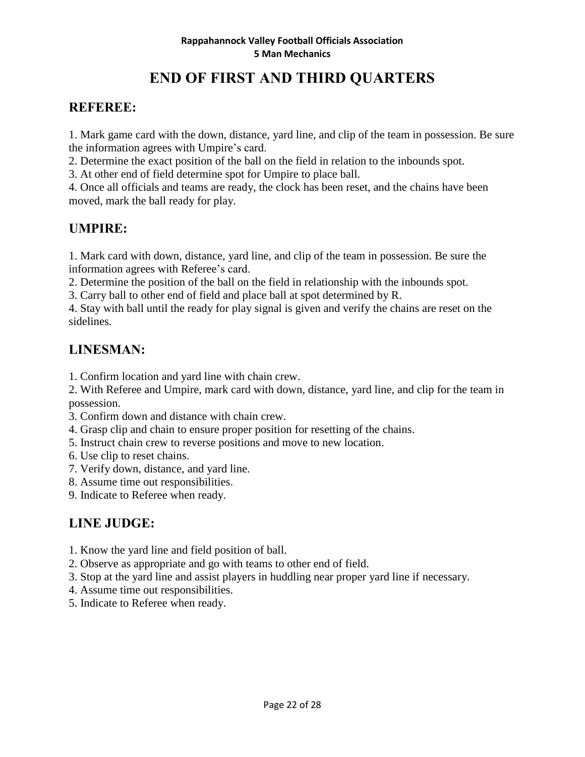# END OF FIRST AND THIRD QUARTERS

## REFEREE:

1. Mark game card with the down, distance, yard line, and clip of the team in possession. Be sure the information agrees with Umpire's card.
2. Determine the exact position of the ball on the field in relation to the inbounds spot.
3. At other end of field determine spot for Umpire to place ball.
4. Once all officials and teams are ready, the clock has been reset, and the chains have been moved, mark the ball ready for play.

## UMPIRE:

1. Mark card with down, distance, yard line, and clip of the team in possession. Be sure the information agrees with Referee's card.
2. Determine the position of the ball on the field in relationship with the inbounds spot.
3. Carry ball to other end of field and place ball at spot determined by R.
4. Stay with ball until the ready for play signal is given and verify the chains are reset on the sidelines.

## LINESMAN:

1. Confirm location and yard line with chain crew.
2. With Referee and Umpire, mark card with down, distance, yard line, and clip for the team in possession.
3. Confirm down and distance with chain crew.
4. Grasp clip and chain to ensure proper position for resetting of the chains.
5. Instruct chain crew to reverse positions and move to new location.
6. Use clip to reset chains.
7. Verify down, distance, and yard line.
8. Assume time out responsibilities.
9. Indicate to Referee when ready.

## LINE JUDGE:

1. Know the yard line and field position of ball.
2. Observe as appropriate and go with teams to other end of field.
3. Stop at the yard line and assist players in huddling near proper yard line if necessary.
4. Assume time out responsibilities.
5. Indicate to Referee when ready.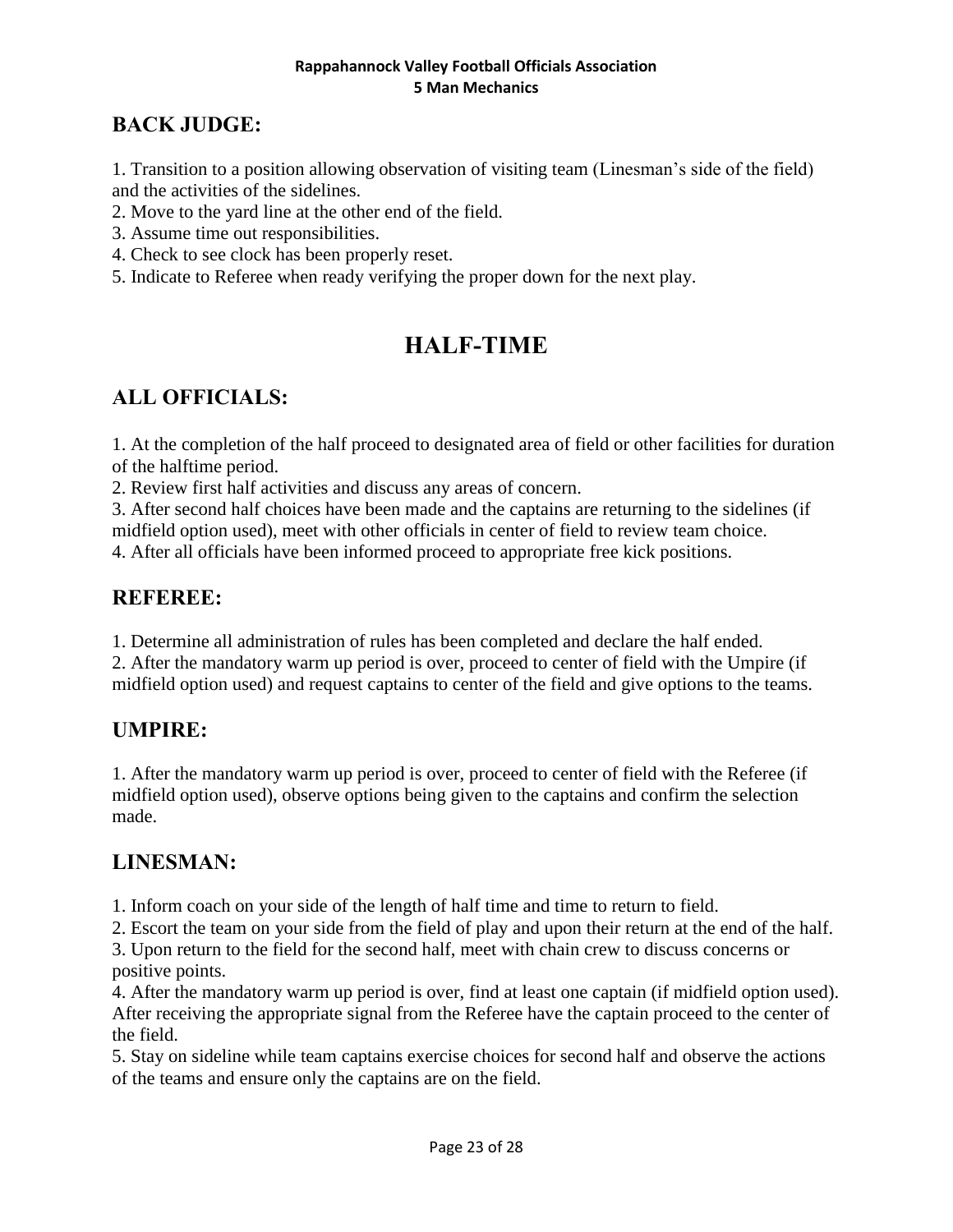## BACK JUDGE:

1. Transition to a position allowing observation of visiting team (Linesman's side of the field) and the activities of the sidelines.
2. Move to the yard line at the other end of the field.
3. Assume time out responsibilities.
4. Check to see clock has been properly reset.
5. Indicate to Referee when ready verifying the proper down for the next play.

# HALF-TIME

## ALL OFFICIALS:

1. At the completion of the half proceed to designated area of field or other facilities for duration of the halftime period.
2. Review first half activities and discuss any areas of concern.
3. After second half choices have been made and the captains are returning to the sidelines (if midfield option used), meet with other officials in center of field to review team choice.
4. After all officials have been informed proceed to appropriate free kick positions.

## REFEREE:

1. Determine all administration of rules has been completed and declare the half ended.
2. After the mandatory warm up period is over, proceed to center of field with the Umpire (if midfield option used) and request captains to center of the field and give options to the teams.

## UMPIRE:

1. After the mandatory warm up period is over, proceed to center of field with the Referee (if midfield option used), observe options being given to the captains and confirm the selection made.

## LINESMAN:

1. Inform coach on your side of the length of half time and time to return to field.
2. Escort the team on your side from the field of play and upon their return at the end of the half.
3. Upon return to the field for the second half, meet with chain crew to discuss concerns or positive points.
4. After the mandatory warm up period is over, find at least one captain (if midfield option used). After receiving the appropriate signal from the Referee have the captain proceed to the center of the field.
5. Stay on sideline while team captains exercise choices for second half and observe the actions of the teams and ensure only the captains are on the field.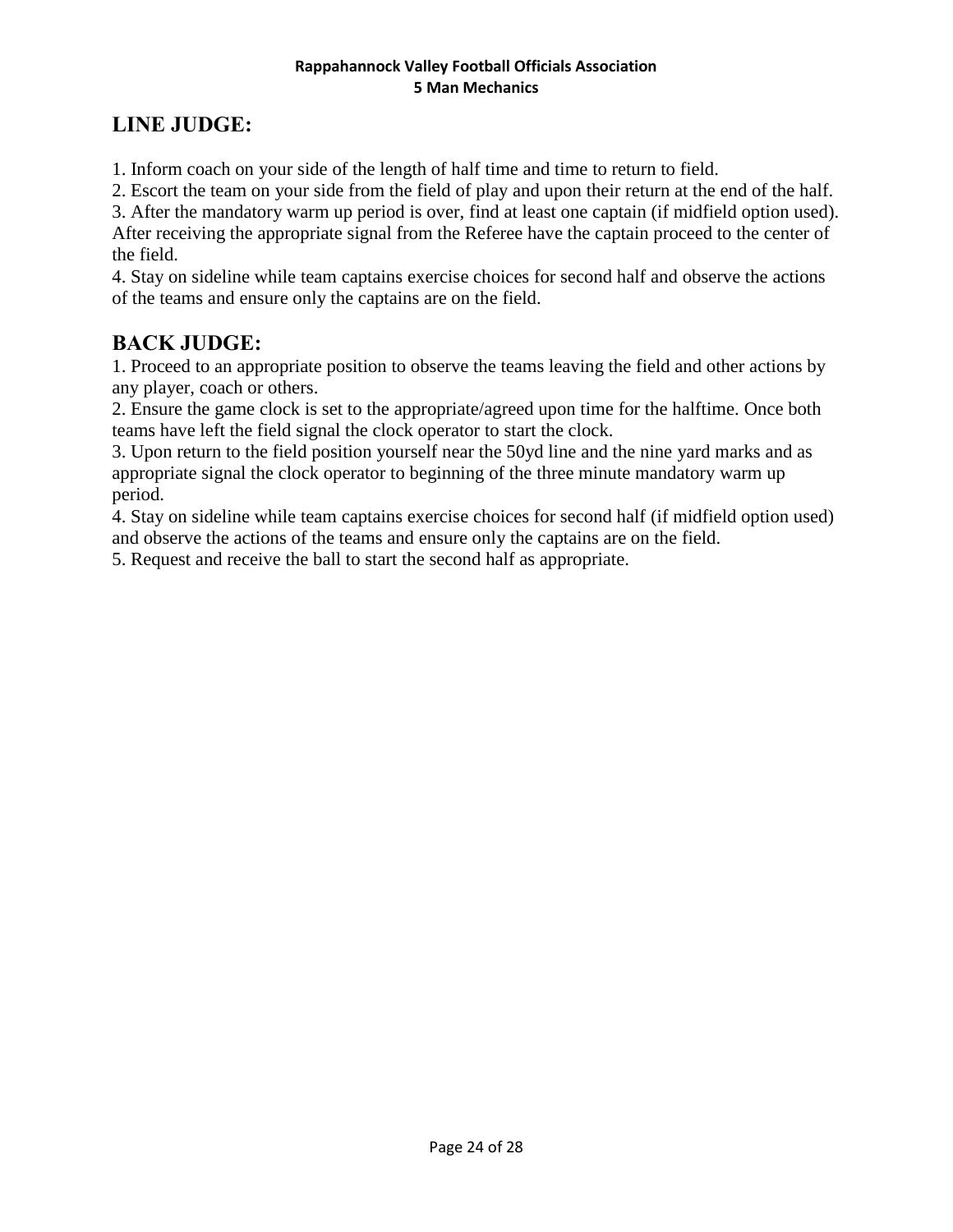## LINE JUDGE:

1. Inform coach on your side of the length of half time and time to return to field.
2. Escort the team on your side from the field of play and upon their return at the end of the half.
3. After the mandatory warm up period is over, find at least one captain (if midfield option used). After receiving the appropriate signal from the Referee have the captain proceed to the center of the field.
4. Stay on sideline while team captains exercise choices for second half and observe the actions of the teams and ensure only the captains are on the field.

## BACK JUDGE:

1. Proceed to an appropriate position to observe the teams leaving the field and other actions by any player, coach or others.
2. Ensure the game clock is set to the appropriate/agreed upon time for the halftime. Once both teams have left the field signal the clock operator to start the clock.
3. Upon return to the field position yourself near the 50yd line and the nine yard marks and as appropriate signal the clock operator to beginning of the three minute mandatory warm up period.
4. Stay on sideline while team captains exercise choices for second half (if midfield option used) and observe the actions of the teams and ensure only the captains are on the field.
5. Request and receive the ball to start the second half as appropriate.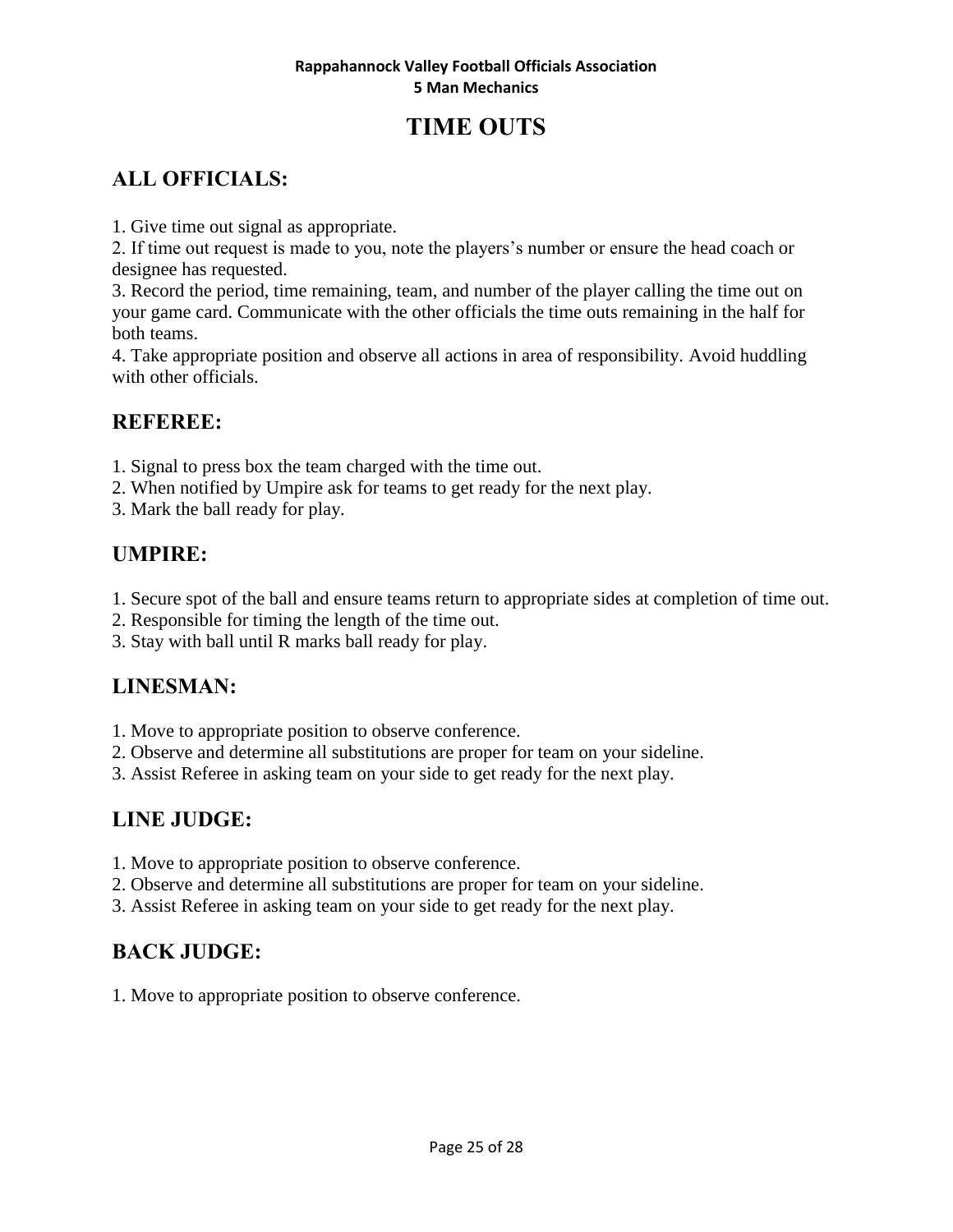# TIME OUTS

## ALL OFFICIALS:

1. Give time out signal as appropriate.
2. If time out request is made to you, note the players's number or ensure the head coach or designee has requested.
3. Record the period, time remaining, team, and number of the player calling the time out on your game card. Communicate with the other officials the time outs remaining in the half for both teams.
4. Take appropriate position and observe all actions in area of responsibility. Avoid huddling with other officials.

## REFEREE:

1. Signal to press box the team charged with the time out.
2. When notified by Umpire ask for teams to get ready for the next play.
3. Mark the ball ready for play.

## UMPIRE:

1. Secure spot of the ball and ensure teams return to appropriate sides at completion of time out.
2. Responsible for timing the length of the time out.
3. Stay with ball until R marks ball ready for play.

## LINESMAN:

1. Move to appropriate position to observe conference.
2. Observe and determine all substitutions are proper for team on your sideline.
3. Assist Referee in asking team on your side to get ready for the next play.

## LINE JUDGE:

1. Move to appropriate position to observe conference.
2. Observe and determine all substitutions are proper for team on your sideline.
3. Assist Referee in asking team on your side to get ready for the next play.

## BACK JUDGE:

1. Move to appropriate position to observe conference.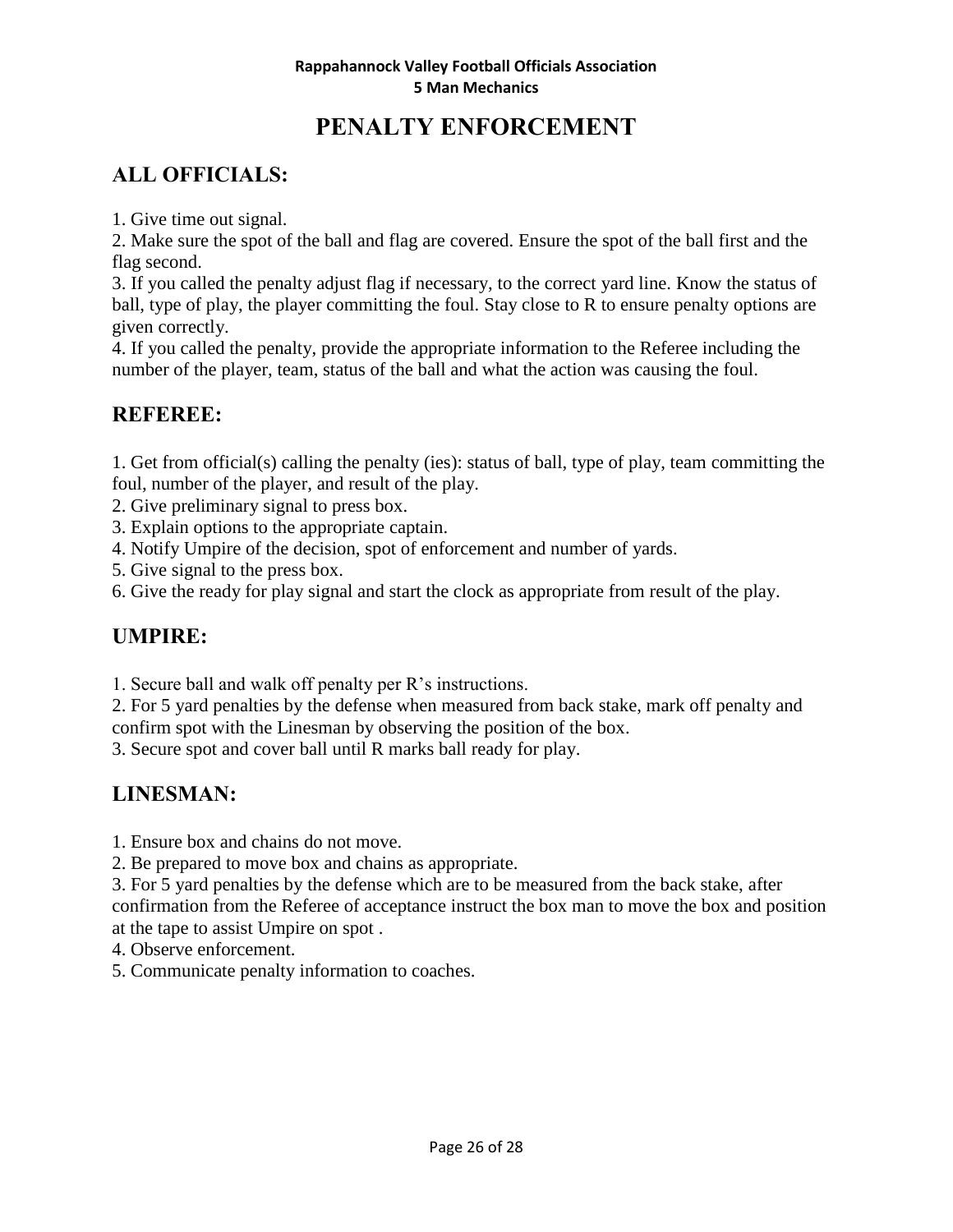# PENALTY ENFORCEMENT

## ALL OFFICIALS:

1. Give time out signal.
2. Make sure the spot of the ball and flag are covered. Ensure the spot of the ball first and the flag second.
3. If you called the penalty adjust flag if necessary, to the correct yard line. Know the status of ball, type of play, the player committing the foul. Stay close to R to ensure penalty options are given correctly.
4. If you called the penalty, provide the appropriate information to the Referee including the number of the player, team, status of the ball and what the action was causing the foul.

## REFEREE:

1. Get from official(s) calling the penalty (ies): status of ball, type of play, team committing the foul, number of the player, and result of the play.
2. Give preliminary signal to press box.
3. Explain options to the appropriate captain.
4. Notify Umpire of the decision, spot of enforcement and number of yards.
5. Give signal to the press box.
6. Give the ready for play signal and start the clock as appropriate from result of the play.

## UMPIRE:

1. Secure ball and walk off penalty per R's instructions.
2. For 5 yard penalties by the defense when measured from back stake, mark off penalty and confirm spot with the Linesman by observing the position of the box.
3. Secure spot and cover ball until R marks ball ready for play.

## LINESMAN:

1. Ensure box and chains do not move.
2. Be prepared to move box and chains as appropriate.
3. For 5 yard penalties by the defense which are to be measured from the back stake, after confirmation from the Referee of acceptance instruct the box man to move the box and position at the tape to assist Umpire on spot .
4. Observe enforcement.
5. Communicate penalty information to coaches.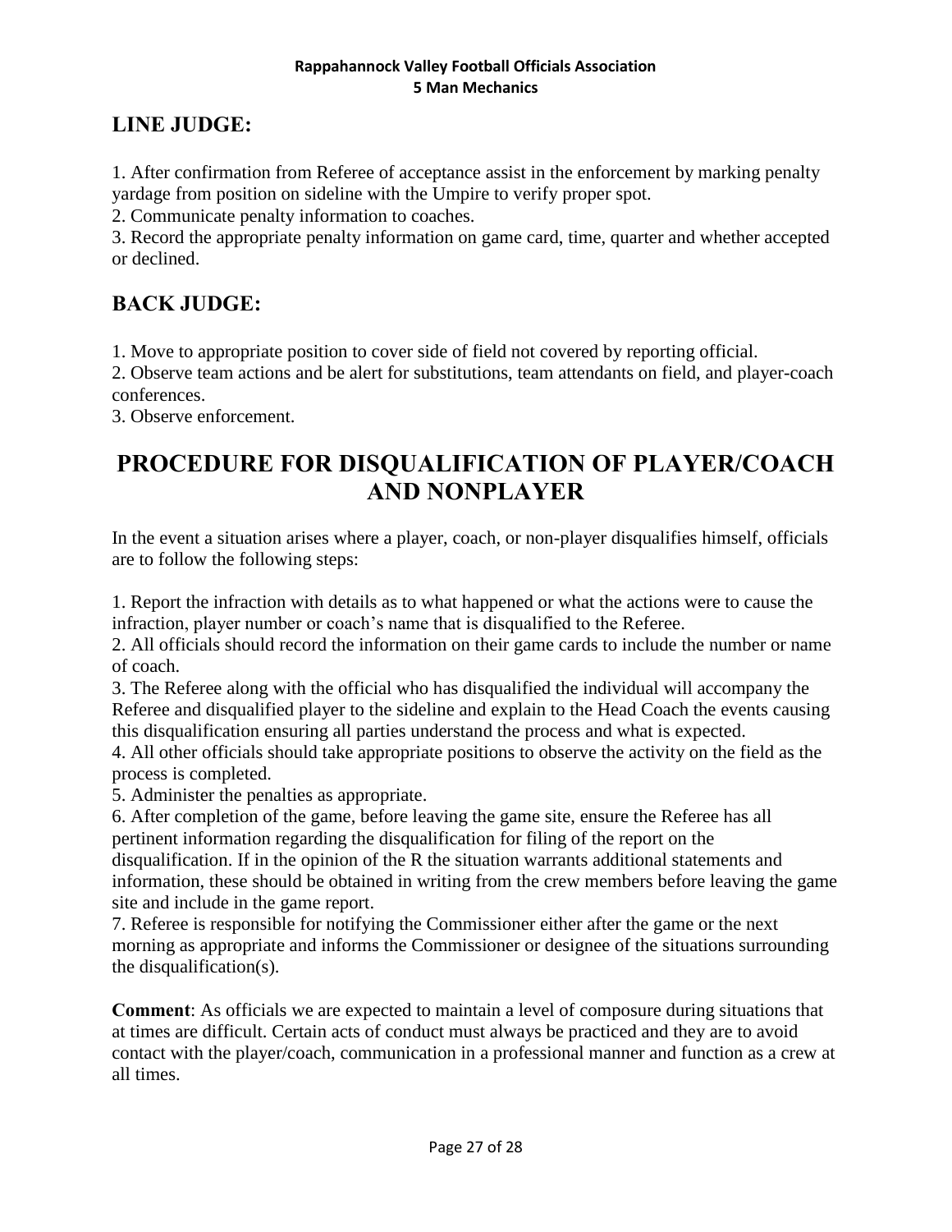## LINE JUDGE:

1. After confirmation from Referee of acceptance assist in the enforcement by marking penalty yardage from position on sideline with the Umpire to verify proper spot.
2. Communicate penalty information to coaches.
3. Record the appropriate penalty information on game card, time, quarter and whether accepted or declined.

## BACK JUDGE:

1. Move to appropriate position to cover side of field not covered by reporting official.
2. Observe team actions and be alert for substitutions, team attendants on field, and player-coach conferences.
3. Observe enforcement.

# PROCEDURE FOR DISQUALIFICATION OF PLAYER/COACH AND NONPLAYER

In the event a situation arises where a player, coach, or non-player disqualifies himself, officials are to follow the following steps:

1. Report the infraction with details as to what happened or what the actions were to cause the infraction, player number or coach's name that is disqualified to the Referee.
2. All officials should record the information on their game cards to include the number or name of coach.
3. The Referee along with the official who has disqualified the individual will accompany the Referee and disqualified player to the sideline and explain to the Head Coach the events causing this disqualification ensuring all parties understand the process and what is expected.
4. All other officials should take appropriate positions to observe the activity on the field as the process is completed.
5. Administer the penalties as appropriate.
6. After completion of the game, before leaving the game site, ensure the Referee has all pertinent information regarding the disqualification for filing of the report on the disqualification. If in the opinion of the R the situation warrants additional statements and information, these should be obtained in writing from the crew members before leaving the game site and include in the game report.
7. Referee is responsible for notifying the Commissioner either after the game or the next morning as appropriate and informs the Commissioner or designee of the situations surrounding the disqualification(s).

**Comment**: As officials we are expected to maintain a level of composure during situations that at times are difficult. Certain acts of conduct must always be practiced and they are to avoid contact with the player/coach, communication in a professional manner and function as a crew at all times.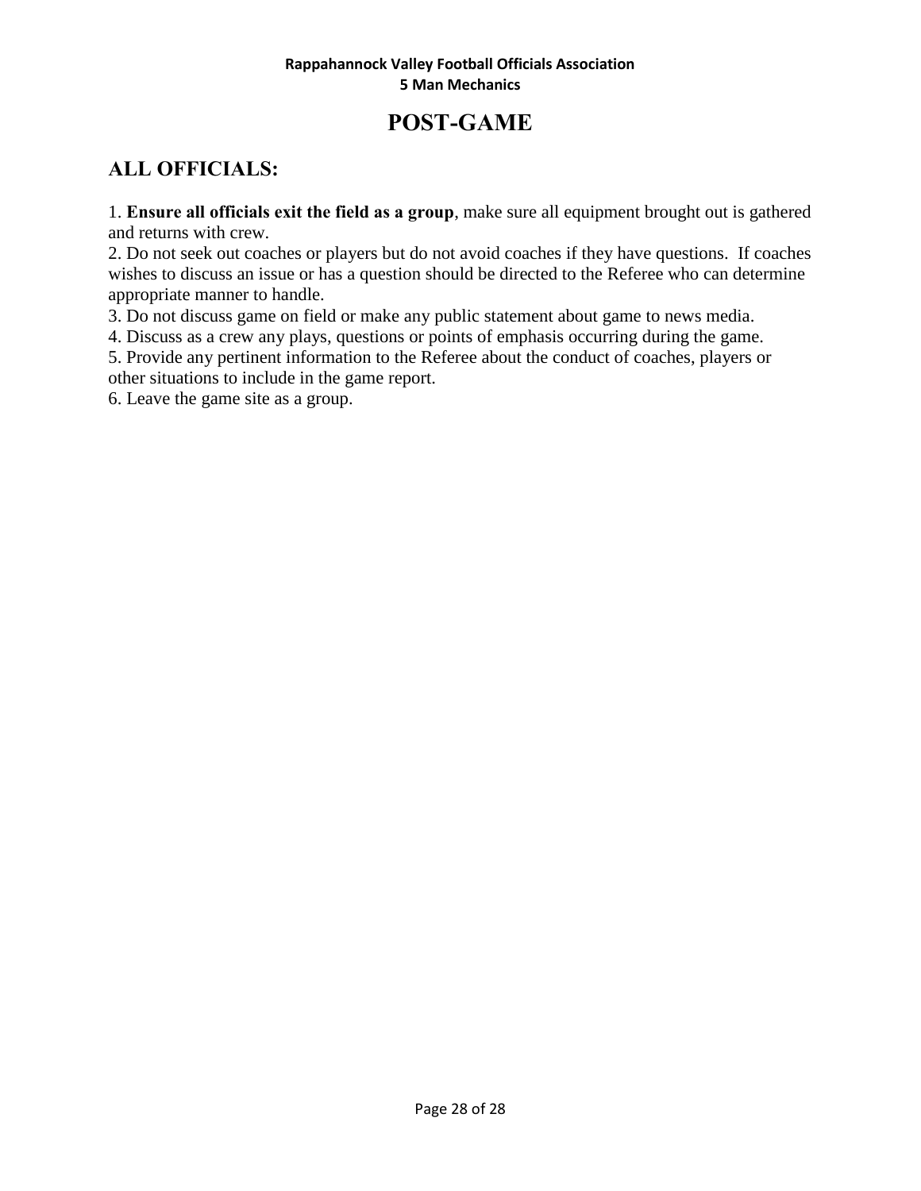# POST-GAME

## ALL OFFICIALS:

1. **Ensure all officials exit the field as a group**, make sure all equipment brought out is gathered and returns with crew.
2. Do not seek out coaches or players but do not avoid coaches if they have questions. If coaches wishes to discuss an issue or has a question should be directed to the Referee who can determine appropriate manner to handle.
3. Do not discuss game on field or make any public statement about game to news media.
4. Discuss as a crew any plays, questions or points of emphasis occurring during the game.
5. Provide any pertinent information to the Referee about the conduct of coaches, players or other situations to include in the game report.
6. Leave the game site as a group.